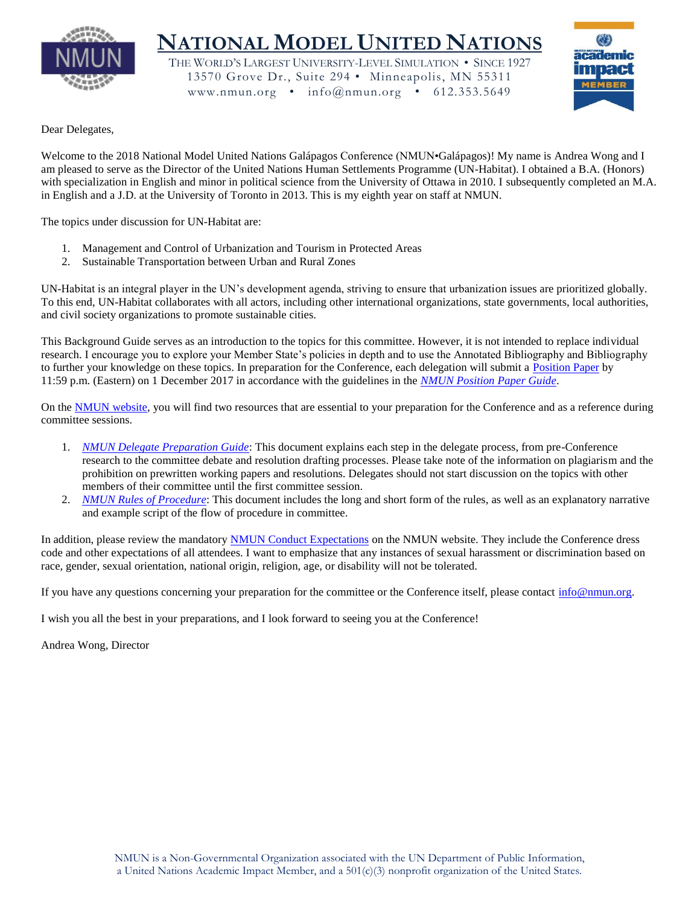# NATIONAL MODEL UNITED NATIONS

THE WORLD'S LARGEST UNIVERSITY-LEVEL SIMULATION • SINCE 1927
13570 Grove Dr., Suite 294 • Minneapolis, MN 55311
www.nmun.org • info@nmun.org • 612.353.5649

Dear Delegates,

Welcome to the 2018 National Model United Nations Galápagos Conference (NMUN•Galápagos)! My name is Andrea Wong and I am pleased to serve as the Director of the United Nations Human Settlements Programme (UN-Habitat). I obtained a B.A. (Honors) with specialization in English and minor in political science from the University of Ottawa in 2010. I subsequently completed an M.A. in English and a J.D. at the University of Toronto in 2013. This is my eighth year on staff at NMUN.

The topics under discussion for UN-Habitat are:

1. Management and Control of Urbanization and Tourism in Protected Areas
2. Sustainable Transportation between Urban and Rural Zones

UN-Habitat is an integral player in the UN's development agenda, striving to ensure that urbanization issues are prioritized globally. To this end, UN-Habitat collaborates with all actors, including other international organizations, state governments, local authorities, and civil society organizations to promote sustainable cities.

This Background Guide serves as an introduction to the topics for this committee. However, it is not intended to replace individual research. I encourage you to explore your Member State's policies in depth and to use the Annotated Bibliography and Bibliography to further your knowledge on these topics. In preparation for the Conference, each delegation will submit a Position Paper by 11:59 p.m. (Eastern) on 1 December 2017 in accordance with the guidelines in the *NMUN Position Paper Guide*.

On the NMUN website, you will find two resources that are essential to your preparation for the Conference and as a reference during committee sessions.

1. *NMUN Delegate Preparation Guide*: This document explains each step in the delegate process, from pre-Conference research to the committee debate and resolution drafting processes. Please take note of the information on plagiarism and the prohibition on prewritten working papers and resolutions. Delegates should not start discussion on the topics with other members of their committee until the first committee session.
2. *NMUN Rules of Procedure*: This document includes the long and short form of the rules, as well as an explanatory narrative and example script of the flow of procedure in committee.

In addition, please review the mandatory NMUN Conduct Expectations on the NMUN website. They include the Conference dress code and other expectations of all attendees. I want to emphasize that any instances of sexual harassment or discrimination based on race, gender, sexual orientation, national origin, religion, age, or disability will not be tolerated.

If you have any questions concerning your preparation for the committee or the Conference itself, please contact info@nmun.org.

I wish you all the best in your preparations, and I look forward to seeing you at the Conference!

Andrea Wong, Director

NMUN is a Non-Governmental Organization associated with the UN Department of Public Information, a United Nations Academic Impact Member, and a 501(c)(3) nonprofit organization of the United States.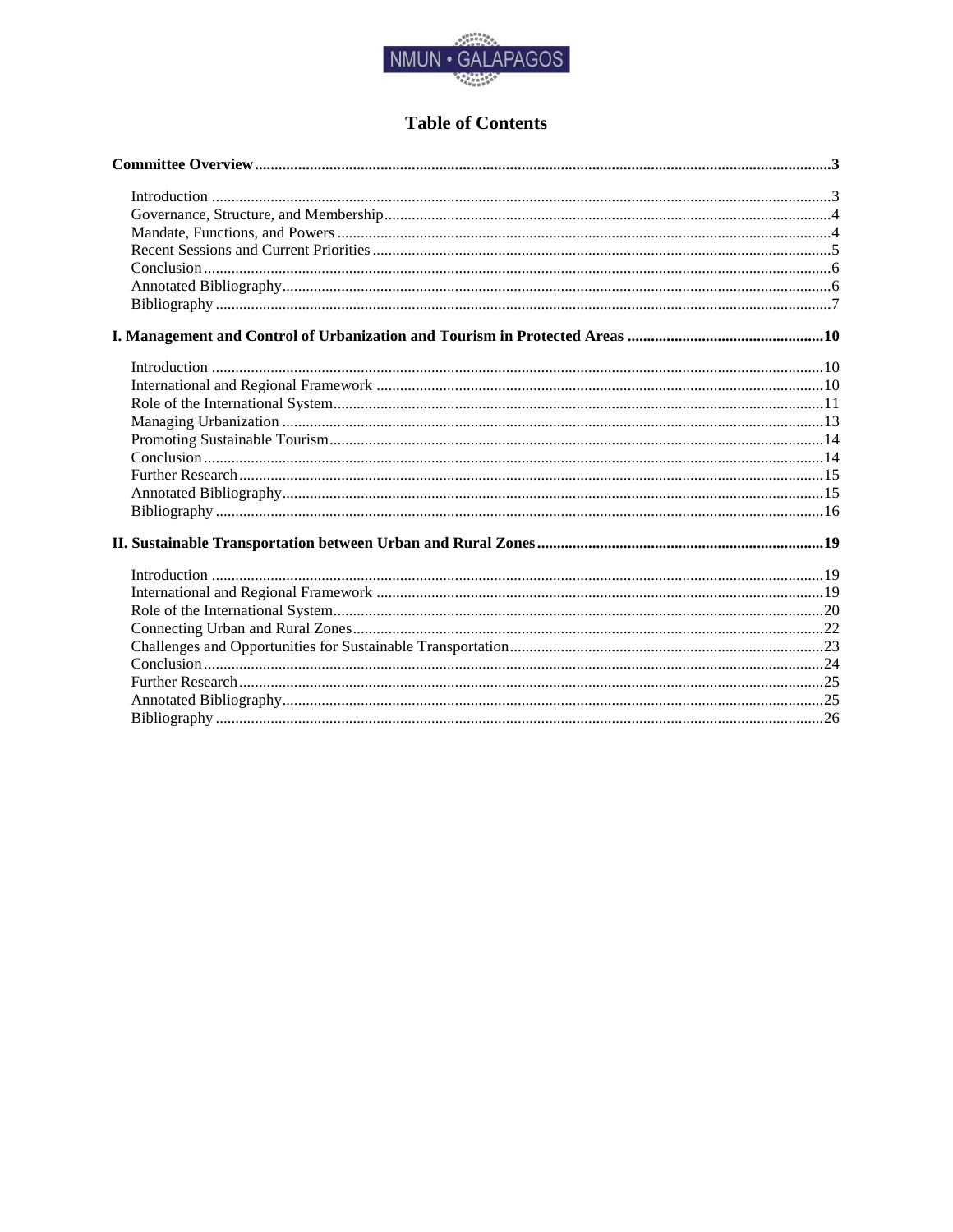# Table of Contents

**Committee Overview .......... 3**

- Introduction .......... 3
- Governance, Structure, and Membership .......... 4
- Mandate, Functions, and Powers .......... 4
- Recent Sessions and Current Priorities .......... 5
- Conclusion .......... 6
- Annotated Bibliography .......... 6
- Bibliography .......... 7

**I. Management and Control of Urbanization and Tourism in Protected Areas .......... 10**

- Introduction .......... 10
- International and Regional Framework .......... 10
- Role of the International System .......... 11
- Managing Urbanization .......... 13
- Promoting Sustainable Tourism .......... 14
- Conclusion .......... 14
- Further Research .......... 15
- Annotated Bibliography .......... 15
- Bibliography .......... 16

**II. Sustainable Transportation between Urban and Rural Zones .......... 19**

- Introduction .......... 19
- International and Regional Framework .......... 19
- Role of the International System .......... 20
- Connecting Urban and Rural Zones .......... 22
- Challenges and Opportunities for Sustainable Transportation .......... 23
- Conclusion .......... 24
- Further Research .......... 25
- Annotated Bibliography .......... 25
- Bibliography .......... 26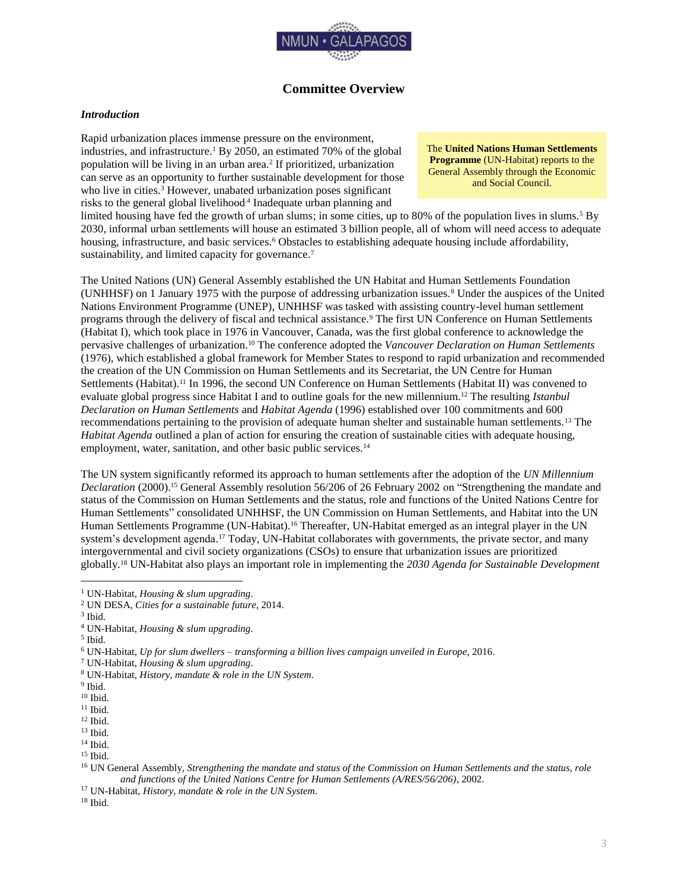## Committee Overview

### *Introduction*

> The **United Nations Human Settlements Programme** (UN-Habitat) reports to the General Assembly through the Economic and Social Council.

Rapid urbanization places immense pressure on the environment, industries, and infrastructure.[1] By 2050, an estimated 70% of the global population will be living in an urban area.[2] If prioritized, urbanization can serve as an opportunity to further sustainable development for those who live in cities.[3] However, unabated urbanization poses significant risks to the general global livelihood.[4] Inadequate urban planning and limited housing have fed the growth of urban slums; in some cities, up to 80% of the population lives in slums.[5] By 2030, informal urban settlements will house an estimated 3 billion people, all of whom will need access to adequate housing, infrastructure, and basic services.[6] Obstacles to establishing adequate housing include affordability, sustainability, and limited capacity for governance.[7]

The United Nations (UN) General Assembly established the UN Habitat and Human Settlements Foundation (UNHHSF) on 1 January 1975 with the purpose of addressing urbanization issues.[8] Under the auspices of the United Nations Environment Programme (UNEP), UNHHSF was tasked with assisting country-level human settlement programs through the delivery of fiscal and technical assistance.[9] The first UN Conference on Human Settlements (Habitat I), which took place in 1976 in Vancouver, Canada, was the first global conference to acknowledge the pervasive challenges of urbanization.[10] The conference adopted the *Vancouver Declaration on Human Settlements* (1976), which established a global framework for Member States to respond to rapid urbanization and recommended the creation of the UN Commission on Human Settlements and its Secretariat, the UN Centre for Human Settlements (Habitat).[11] In 1996, the second UN Conference on Human Settlements (Habitat II) was convened to evaluate global progress since Habitat I and to outline goals for the new millennium.[12] The resulting *Istanbul Declaration on Human Settlements* and *Habitat Agenda* (1996) established over 100 commitments and 600 recommendations pertaining to the provision of adequate human shelter and sustainable human settlements.[13] The *Habitat Agenda* outlined a plan of action for ensuring the creation of sustainable cities with adequate housing, employment, water, sanitation, and other basic public services.[14]

The UN system significantly reformed its approach to human settlements after the adoption of the *UN Millennium Declaration* (2000).[15] General Assembly resolution 56/206 of 26 February 2002 on "Strengthening the mandate and status of the Commission on Human Settlements and the status, role and functions of the United Nations Centre for Human Settlements" consolidated UNHHSF, the UN Commission on Human Settlements, and Habitat into the UN Human Settlements Programme (UN-Habitat).[16] Thereafter, UN-Habitat emerged as an integral player in the UN system's development agenda.[17] Today, UN-Habitat collaborates with governments, the private sector, and many intergovernmental and civil society organizations (CSOs) to ensure that urbanization issues are prioritized globally.[18] UN-Habitat also plays an important role in implementing the *2030 Agenda for Sustainable Development*

---

[1] UN-Habitat, *Housing & slum upgrading*.
[2] UN DESA, *Cities for a sustainable future*, 2014.
[3] Ibid.
[4] UN-Habitat, *Housing & slum upgrading*.
[5] Ibid.
[6] UN-Habitat, *Up for slum dwellers – transforming a billion lives campaign unveiled in Europe*, 2016.
[7] UN-Habitat, *Housing & slum upgrading*.
[8] UN-Habitat, *History, mandate & role in the UN System*.
[9] Ibid.
[10] Ibid.
[11] Ibid.
[12] Ibid.
[13] Ibid.
[14] Ibid.
[15] Ibid.
[16] UN General Assembly, *Strengthening the mandate and status of the Commission on Human Settlements and the status, role and functions of the United Nations Centre for Human Settlements (A/RES/56/206)*, 2002.
[17] UN-Habitat, *History, mandate & role in the UN System*.
[18] Ibid.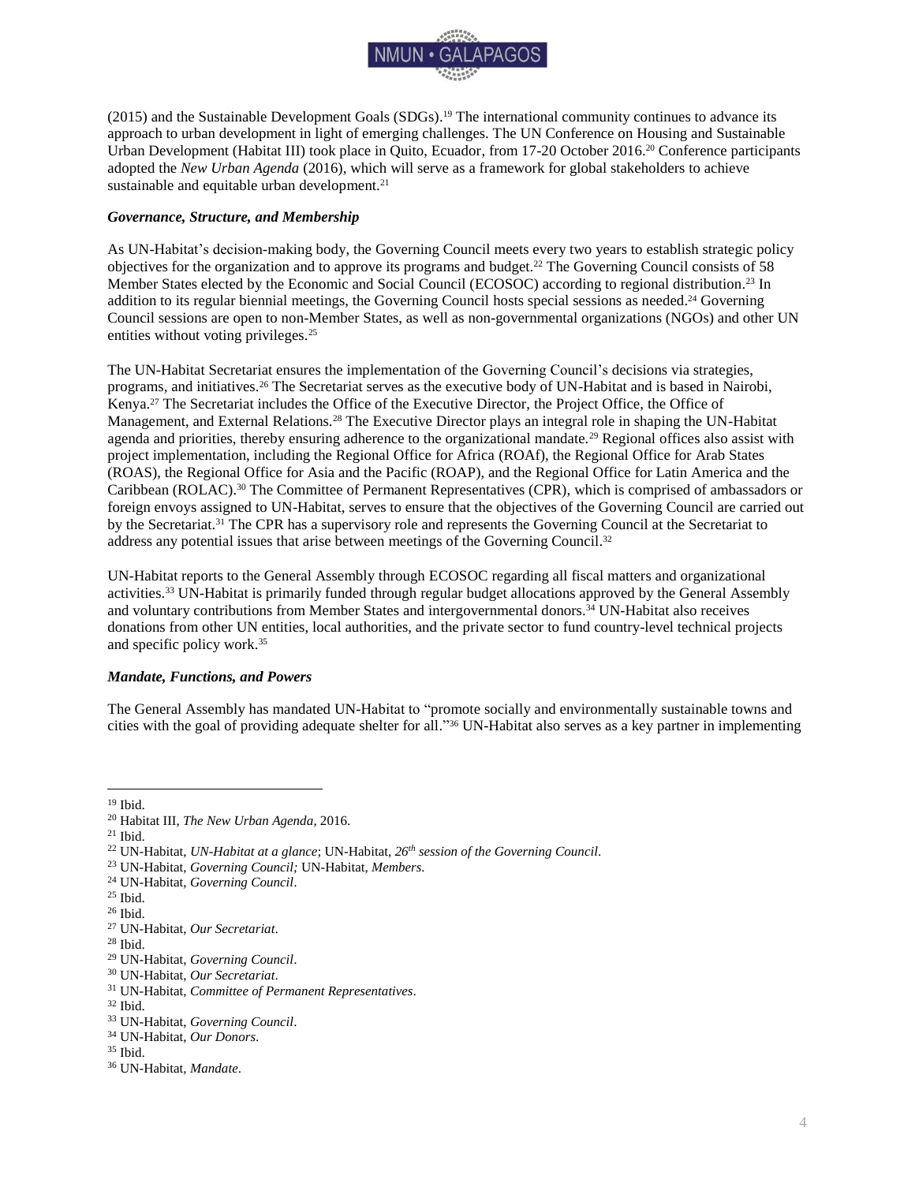(2015) and the Sustainable Development Goals (SDGs).[19] The international community continues to advance its approach to urban development in light of emerging challenges. The UN Conference on Housing and Sustainable Urban Development (Habitat III) took place in Quito, Ecuador, from 17-20 October 2016.[20] Conference participants adopted the *New Urban Agenda* (2016), which will serve as a framework for global stakeholders to achieve sustainable and equitable urban development.[21]

### *Governance, Structure, and Membership*

As UN-Habitat's decision-making body, the Governing Council meets every two years to establish strategic policy objectives for the organization and to approve its programs and budget.[22] The Governing Council consists of 58 Member States elected by the Economic and Social Council (ECOSOC) according to regional distribution.[23] In addition to its regular biennial meetings, the Governing Council hosts special sessions as needed.[24] Governing Council sessions are open to non-Member States, as well as non-governmental organizations (NGOs) and other UN entities without voting privileges.[25]

The UN-Habitat Secretariat ensures the implementation of the Governing Council's decisions via strategies, programs, and initiatives.[26] The Secretariat serves as the executive body of UN-Habitat and is based in Nairobi, Kenya.[27] The Secretariat includes the Office of the Executive Director, the Project Office, the Office of Management, and External Relations.[28] The Executive Director plays an integral role in shaping the UN-Habitat agenda and priorities, thereby ensuring adherence to the organizational mandate.[29] Regional offices also assist with project implementation, including the Regional Office for Africa (ROAf), the Regional Office for Arab States (ROAS), the Regional Office for Asia and the Pacific (ROAP), and the Regional Office for Latin America and the Caribbean (ROLAC).[30] The Committee of Permanent Representatives (CPR), which is comprised of ambassadors or foreign envoys assigned to UN-Habitat, serves to ensure that the objectives of the Governing Council are carried out by the Secretariat.[31] The CPR has a supervisory role and represents the Governing Council at the Secretariat to address any potential issues that arise between meetings of the Governing Council.[32]

UN-Habitat reports to the General Assembly through ECOSOC regarding all fiscal matters and organizational activities.[33] UN-Habitat is primarily funded through regular budget allocations approved by the General Assembly and voluntary contributions from Member States and intergovernmental donors.[34] UN-Habitat also receives donations from other UN entities, local authorities, and the private sector to fund country-level technical projects and specific policy work.[35]

### *Mandate, Functions, and Powers*

The General Assembly has mandated UN-Habitat to "promote socially and environmentally sustainable towns and cities with the goal of providing adequate shelter for all."[36] UN-Habitat also serves as a key partner in implementing

---

[19] Ibid.
[20] Habitat III, *The New Urban Agenda*, 2016.
[21] Ibid.
[22] UN-Habitat, *UN-Habitat at a glance*; UN-Habitat, *26th session of the Governing Council*.
[23] UN-Habitat, *Governing Council;* UN-Habitat, *Members*.
[24] UN-Habitat, *Governing Council*.
[25] Ibid.
[26] Ibid.
[27] UN-Habitat, *Our Secretariat*.
[28] Ibid.
[29] UN-Habitat, *Governing Council*.
[30] UN-Habitat, *Our Secretariat*.
[31] UN-Habitat, *Committee of Permanent Representatives*.
[32] Ibid.
[33] UN-Habitat, *Governing Council*.
[34] UN-Habitat, *Our Donors*.
[35] Ibid.
[36] UN-Habitat, *Mandate*.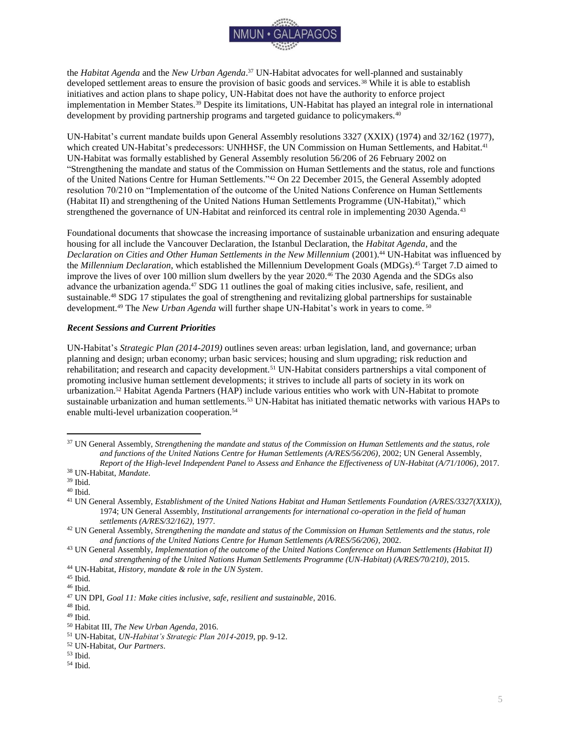the *Habitat Agenda* and the *New Urban Agenda*.[37] UN-Habitat advocates for well-planned and sustainably developed settlement areas to ensure the provision of basic goods and services.[38] While it is able to establish initiatives and action plans to shape policy, UN-Habitat does not have the authority to enforce project implementation in Member States.[39] Despite its limitations, UN-Habitat has played an integral role in international development by providing partnership programs and targeted guidance to policymakers.[40]

UN-Habitat's current mandate builds upon General Assembly resolutions 3327 (XXIX) (1974) and 32/162 (1977), which created UN-Habitat's predecessors: UNHHSF, the UN Commission on Human Settlements, and Habitat.[41] UN-Habitat was formally established by General Assembly resolution 56/206 of 26 February 2002 on "Strengthening the mandate and status of the Commission on Human Settlements and the status, role and functions of the United Nations Centre for Human Settlements."[42] On 22 December 2015, the General Assembly adopted resolution 70/210 on "Implementation of the outcome of the United Nations Conference on Human Settlements (Habitat II) and strengthening of the United Nations Human Settlements Programme (UN-Habitat)," which strengthened the governance of UN-Habitat and reinforced its central role in implementing 2030 Agenda.[43]

Foundational documents that showcase the increasing importance of sustainable urbanization and ensuring adequate housing for all include the Vancouver Declaration, the Istanbul Declaration, the *Habitat Agenda*, and the *Declaration on Cities and Other Human Settlements in the New Millennium* (2001).[44] UN-Habitat was influenced by the *Millennium Declaration*, which established the Millennium Development Goals (MDGs).[45] Target 7.D aimed to improve the lives of over 100 million slum dwellers by the year 2020.[46] The 2030 Agenda and the SDGs also advance the urbanization agenda.[47] SDG 11 outlines the goal of making cities inclusive, safe, resilient, and sustainable.[48] SDG 17 stipulates the goal of strengthening and revitalizing global partnerships for sustainable development.[49] The *New Urban Agenda* will further shape UN-Habitat's work in years to come.[50]

### *Recent Sessions and Current Priorities*

UN-Habitat's *Strategic Plan (2014-2019)* outlines seven areas: urban legislation, land, and governance; urban planning and design; urban economy; urban basic services; housing and slum upgrading; risk reduction and rehabilitation; and research and capacity development.[51] UN-Habitat considers partnerships a vital component of promoting inclusive human settlement developments; it strives to include all parts of society in its work on urbanization.[52] Habitat Agenda Partners (HAP) include various entities who work with UN-Habitat to promote sustainable urbanization and human settlements.[53] UN-Habitat has initiated thematic networks with various HAPs to enable multi-level urbanization cooperation.[54]

---

[37] UN General Assembly, *Strengthening the mandate and status of the Commission on Human Settlements and the status, role and functions of the United Nations Centre for Human Settlements (A/RES/56/206)*, 2002; UN General Assembly, *Report of the High-level Independent Panel to Assess and Enhance the Effectiveness of UN-Habitat (A/71/1006)*, 2017.

[38] UN-Habitat, *Mandate*.

[39] Ibid.

[40] Ibid.

[41] UN General Assembly, *Establishment of the United Nations Habitat and Human Settlements Foundation (A/RES/3327(XXIX))*, 1974; UN General Assembly, *Institutional arrangements for international co-operation in the field of human settlements (A/RES/32/162)*, 1977.

[42] UN General Assembly, *Strengthening the mandate and status of the Commission on Human Settlements and the status, role and functions of the United Nations Centre for Human Settlements (A/RES/56/206)*, 2002.

[43] UN General Assembly, *Implementation of the outcome of the United Nations Conference on Human Settlements (Habitat II) and strengthening of the United Nations Human Settlements Programme (UN-Habitat) (A/RES/70/210)*, 2015.

[44] UN-Habitat, *History, mandate & role in the UN System*.

[45] Ibid.

[46] Ibid.

[47] UN DPI, *Goal 11: Make cities inclusive, safe, resilient and sustainable*, 2016.

[48] Ibid.

[49] Ibid.

[50] Habitat III, *The New Urban Agenda*, 2016.

[51] UN-Habitat, *UN-Habitat's Strategic Plan 2014-2019*, pp. 9-12.

[52] UN-Habitat, *Our Partners*.

[53] Ibid.

[54] Ibid.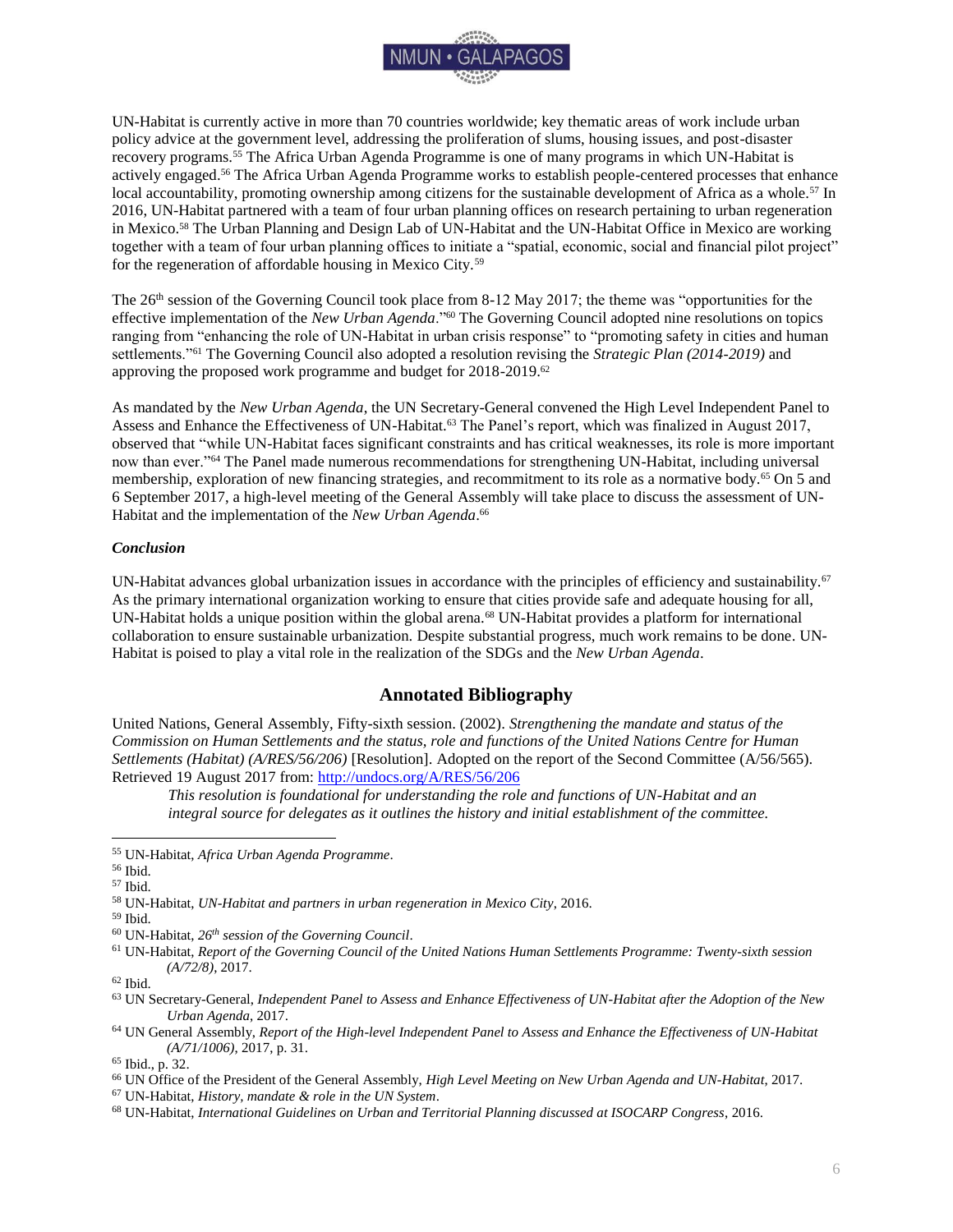UN-Habitat is currently active in more than 70 countries worldwide; key thematic areas of work include urban policy advice at the government level, addressing the proliferation of slums, housing issues, and post-disaster recovery programs.[55] The Africa Urban Agenda Programme is one of many programs in which UN-Habitat is actively engaged.[56] The Africa Urban Agenda Programme works to establish people-centered processes that enhance local accountability, promoting ownership among citizens for the sustainable development of Africa as a whole.[57] In 2016, UN-Habitat partnered with a team of four urban planning offices on research pertaining to urban regeneration in Mexico.[58] The Urban Planning and Design Lab of UN-Habitat and the UN-Habitat Office in Mexico are working together with a team of four urban planning offices to initiate a "spatial, economic, social and financial pilot project" for the regeneration of affordable housing in Mexico City.[59]

The 26th session of the Governing Council took place from 8-12 May 2017; the theme was "opportunities for the effective implementation of the *New Urban Agenda*."[60] The Governing Council adopted nine resolutions on topics ranging from "enhancing the role of UN-Habitat in urban crisis response" to "promoting safety in cities and human settlements."[61] The Governing Council also adopted a resolution revising the *Strategic Plan (2014-2019)* and approving the proposed work programme and budget for 2018-2019.[62]

As mandated by the *New Urban Agenda*, the UN Secretary-General convened the High Level Independent Panel to Assess and Enhance the Effectiveness of UN-Habitat.[63] The Panel's report, which was finalized in August 2017, observed that "while UN-Habitat faces significant constraints and has critical weaknesses, its role is more important now than ever."[64] The Panel made numerous recommendations for strengthening UN-Habitat, including universal membership, exploration of new financing strategies, and recommitment to its role as a normative body.[65] On 5 and 6 September 2017, a high-level meeting of the General Assembly will take place to discuss the assessment of UN-Habitat and the implementation of the *New Urban Agenda*.[66]

### *Conclusion*

UN-Habitat advances global urbanization issues in accordance with the principles of efficiency and sustainability.[67] As the primary international organization working to ensure that cities provide safe and adequate housing for all, UN-Habitat holds a unique position within the global arena.[68] UN-Habitat provides a platform for international collaboration to ensure sustainable urbanization. Despite substantial progress, much work remains to be done. UN-Habitat is poised to play a vital role in the realization of the SDGs and the *New Urban Agenda*.

## Annotated Bibliography

United Nations, General Assembly, Fifty-sixth session. (2002). *Strengthening the mandate and status of the Commission on Human Settlements and the status, role and functions of the United Nations Centre for Human Settlements (Habitat) (A/RES/56/206)* [Resolution]. Adopted on the report of the Second Committee (A/56/565). Retrieved 19 August 2017 from: http://undocs.org/A/RES/56/206

> *This resolution is foundational for understanding the role and functions of UN-Habitat and an integral source for delegates as it outlines the history and initial establishment of the committee.*

---

[55] UN-Habitat, *Africa Urban Agenda Programme*.

[56] Ibid.

[57] Ibid.

[58] UN-Habitat, *UN-Habitat and partners in urban regeneration in Mexico City*, 2016.

[59] Ibid.

[60] UN-Habitat, *26th session of the Governing Council*.

[61] UN-Habitat, *Report of the Governing Council of the United Nations Human Settlements Programme: Twenty-sixth session (A/72/8)*, 2017.

[62] Ibid.

[63] UN Secretary-General, *Independent Panel to Assess and Enhance Effectiveness of UN-Habitat after the Adoption of the New Urban Agenda*, 2017.

[64] UN General Assembly, *Report of the High-level Independent Panel to Assess and Enhance the Effectiveness of UN-Habitat (A/71/1006)*, 2017, p. 31.

[65] Ibid., p. 32.

[66] UN Office of the President of the General Assembly, *High Level Meeting on New Urban Agenda and UN-Habitat*, 2017.

[67] UN-Habitat, *History, mandate & role in the UN System*.

[68] UN-Habitat, *International Guidelines on Urban and Territorial Planning discussed at ISOCARP Congress*, 2016.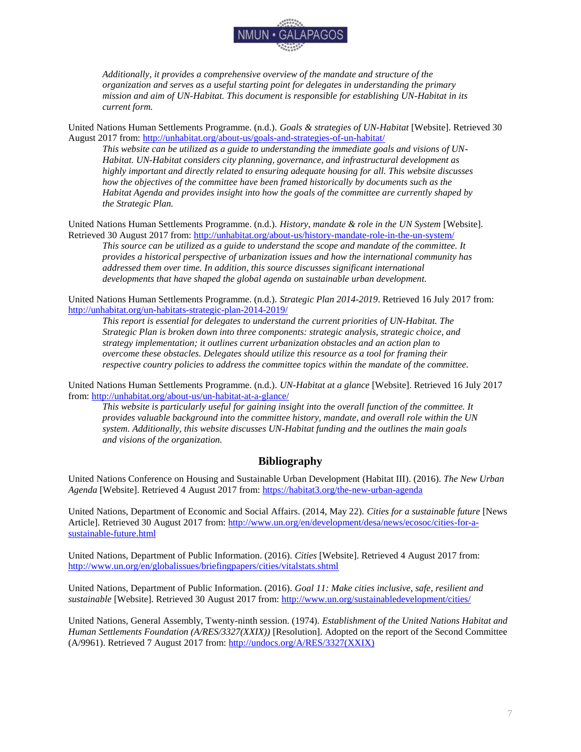*Additionally, it provides a comprehensive overview of the mandate and structure of the organization and serves as a useful starting point for delegates in understanding the primary mission and aim of UN-Habitat. This document is responsible for establishing UN-Habitat in its current form.*

United Nations Human Settlements Programme. (n.d.). *Goals & strategies of UN-Habitat* [Website]. Retrieved 30 August 2017 from: http://unhabitat.org/about-us/goals-and-strategies-of-un-habitat/

*This website can be utilized as a guide to understanding the immediate goals and visions of UN-Habitat. UN-Habitat considers city planning, governance, and infrastructural development as highly important and directly related to ensuring adequate housing for all. This website discusses how the objectives of the committee have been framed historically by documents such as the Habitat Agenda and provides insight into how the goals of the committee are currently shaped by the Strategic Plan.*

United Nations Human Settlements Programme. (n.d.). *History, mandate & role in the UN System* [Website]. Retrieved 30 August 2017 from: http://unhabitat.org/about-us/history-mandate-role-in-the-un-system/

*This source can be utilized as a guide to understand the scope and mandate of the committee. It provides a historical perspective of urbanization issues and how the international community has addressed them over time. In addition, this source discusses significant international developments that have shaped the global agenda on sustainable urban development.*

United Nations Human Settlements Programme. (n.d.). *Strategic Plan 2014-2019*. Retrieved 16 July 2017 from: http://unhabitat.org/un-habitats-strategic-plan-2014-2019/

*This report is essential for delegates to understand the current priorities of UN-Habitat. The Strategic Plan is broken down into three components: strategic analysis, strategic choice, and strategy implementation; it outlines current urbanization obstacles and an action plan to overcome these obstacles. Delegates should utilize this resource as a tool for framing their respective country policies to address the committee topics within the mandate of the committee.*

United Nations Human Settlements Programme. (n.d.). *UN-Habitat at a glance* [Website]. Retrieved 16 July 2017 from: http://unhabitat.org/about-us/un-habitat-at-a-glance/

*This website is particularly useful for gaining insight into the overall function of the committee. It provides valuable background into the committee history, mandate, and overall role within the UN system. Additionally, this website discusses UN-Habitat funding and the outlines the main goals and visions of the organization.*

## Bibliography

United Nations Conference on Housing and Sustainable Urban Development (Habitat III). (2016). *The New Urban Agenda* [Website]. Retrieved 4 August 2017 from: https://habitat3.org/the-new-urban-agenda

United Nations, Department of Economic and Social Affairs. (2014, May 22). *Cities for a sustainable future* [News Article]. Retrieved 30 August 2017 from: http://www.un.org/en/development/desa/news/ecosoc/cities-for-a-sustainable-future.html

United Nations, Department of Public Information. (2016). *Cities* [Website]. Retrieved 4 August 2017 from: http://www.un.org/en/globalissues/briefingpapers/cities/vitalstats.shtml

United Nations, Department of Public Information. (2016). *Goal 11: Make cities inclusive, safe, resilient and sustainable* [Website]. Retrieved 30 August 2017 from: http://www.un.org/sustainabledevelopment/cities/

United Nations, General Assembly, Twenty-ninth session. (1974). *Establishment of the United Nations Habitat and Human Settlements Foundation (A/RES/3327(XXIX))* [Resolution]. Adopted on the report of the Second Committee (A/9961). Retrieved 7 August 2017 from: http://undocs.org/A/RES/3327(XXIX)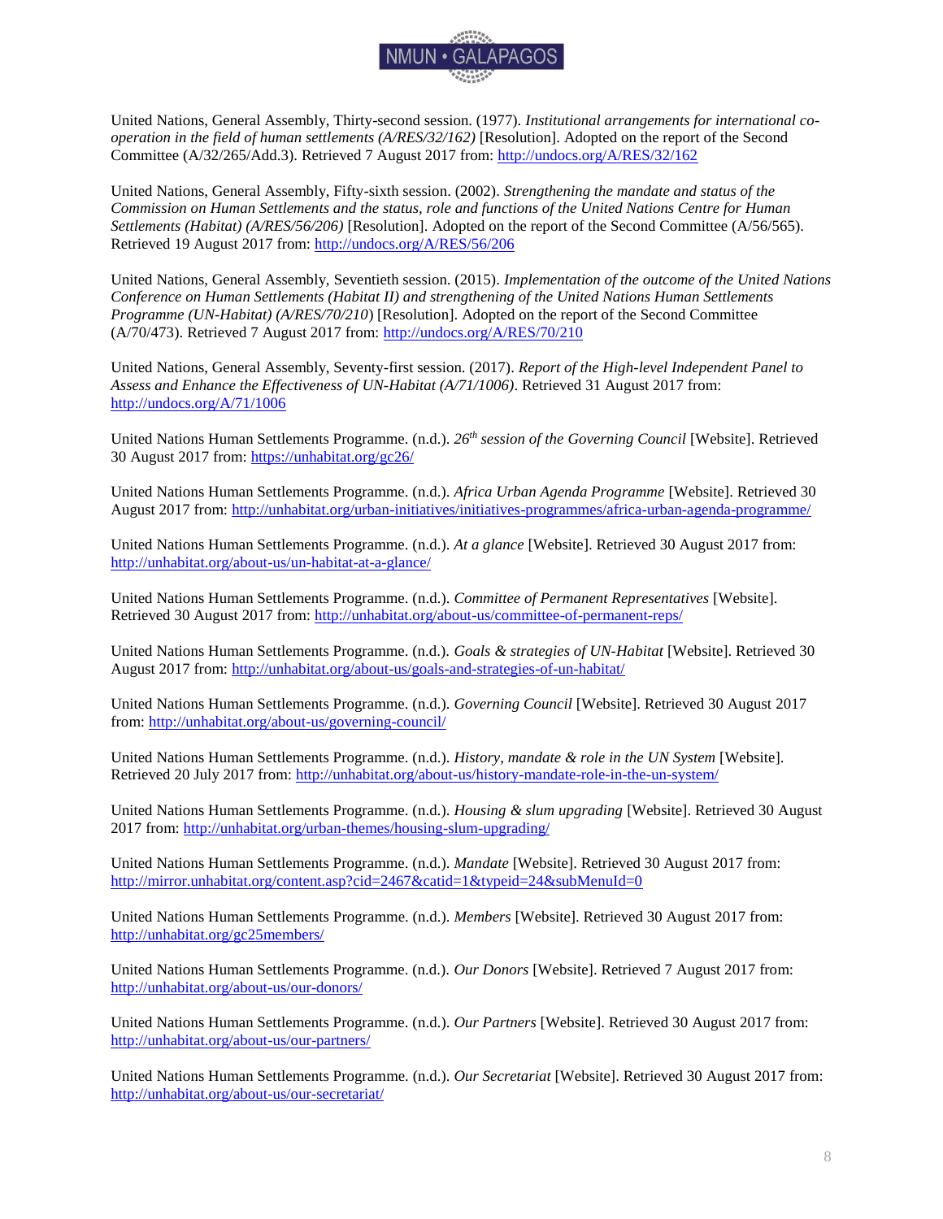United Nations, General Assembly, Thirty-second session. (1977). *Institutional arrangements for international co-operation in the field of human settlements (A/RES/32/162)* [Resolution]. Adopted on the report of the Second Committee (A/32/265/Add.3). Retrieved 7 August 2017 from: http://undocs.org/A/RES/32/162

United Nations, General Assembly, Fifty-sixth session. (2002). *Strengthening the mandate and status of the Commission on Human Settlements and the status, role and functions of the United Nations Centre for Human Settlements (Habitat) (A/RES/56/206)* [Resolution]. Adopted on the report of the Second Committee (A/56/565). Retrieved 19 August 2017 from: http://undocs.org/A/RES/56/206

United Nations, General Assembly, Seventieth session. (2015). *Implementation of the outcome of the United Nations Conference on Human Settlements (Habitat II) and strengthening of the United Nations Human Settlements Programme (UN-Habitat) (A/RES/70/210)* [Resolution]. Adopted on the report of the Second Committee (A/70/473). Retrieved 7 August 2017 from: http://undocs.org/A/RES/70/210

United Nations, General Assembly, Seventy-first session. (2017). *Report of the High-level Independent Panel to Assess and Enhance the Effectiveness of UN-Habitat (A/71/1006)*. Retrieved 31 August 2017 from: http://undocs.org/A/71/1006

United Nations Human Settlements Programme. (n.d.). *26th session of the Governing Council* [Website]. Retrieved 30 August 2017 from: https://unhabitat.org/gc26/

United Nations Human Settlements Programme. (n.d.). *Africa Urban Agenda Programme* [Website]. Retrieved 30 August 2017 from: http://unhabitat.org/urban-initiatives/initiatives-programmes/africa-urban-agenda-programme/

United Nations Human Settlements Programme. (n.d.). *At a glance* [Website]. Retrieved 30 August 2017 from: http://unhabitat.org/about-us/un-habitat-at-a-glance/

United Nations Human Settlements Programme. (n.d.). *Committee of Permanent Representatives* [Website]. Retrieved 30 August 2017 from: http://unhabitat.org/about-us/committee-of-permanent-reps/

United Nations Human Settlements Programme. (n.d.). *Goals & strategies of UN-Habitat* [Website]. Retrieved 30 August 2017 from: http://unhabitat.org/about-us/goals-and-strategies-of-un-habitat/

United Nations Human Settlements Programme. (n.d.). *Governing Council* [Website]. Retrieved 30 August 2017 from: http://unhabitat.org/about-us/governing-council/

United Nations Human Settlements Programme. (n.d.). *History, mandate & role in the UN System* [Website]. Retrieved 20 July 2017 from: http://unhabitat.org/about-us/history-mandate-role-in-the-un-system/

United Nations Human Settlements Programme. (n.d.). *Housing & slum upgrading* [Website]. Retrieved 30 August 2017 from: http://unhabitat.org/urban-themes/housing-slum-upgrading/

United Nations Human Settlements Programme. (n.d.). *Mandate* [Website]. Retrieved 30 August 2017 from: http://mirror.unhabitat.org/content.asp?cid=2467&catid=1&typeid=24&subMenuId=0

United Nations Human Settlements Programme. (n.d.). *Members* [Website]. Retrieved 30 August 2017 from: http://unhabitat.org/gc25members/

United Nations Human Settlements Programme. (n.d.). *Our Donors* [Website]. Retrieved 7 August 2017 from: http://unhabitat.org/about-us/our-donors/

United Nations Human Settlements Programme. (n.d.). *Our Partners* [Website]. Retrieved 30 August 2017 from: http://unhabitat.org/about-us/our-partners/

United Nations Human Settlements Programme. (n.d.). *Our Secretariat* [Website]. Retrieved 30 August 2017 from: http://unhabitat.org/about-us/our-secretariat/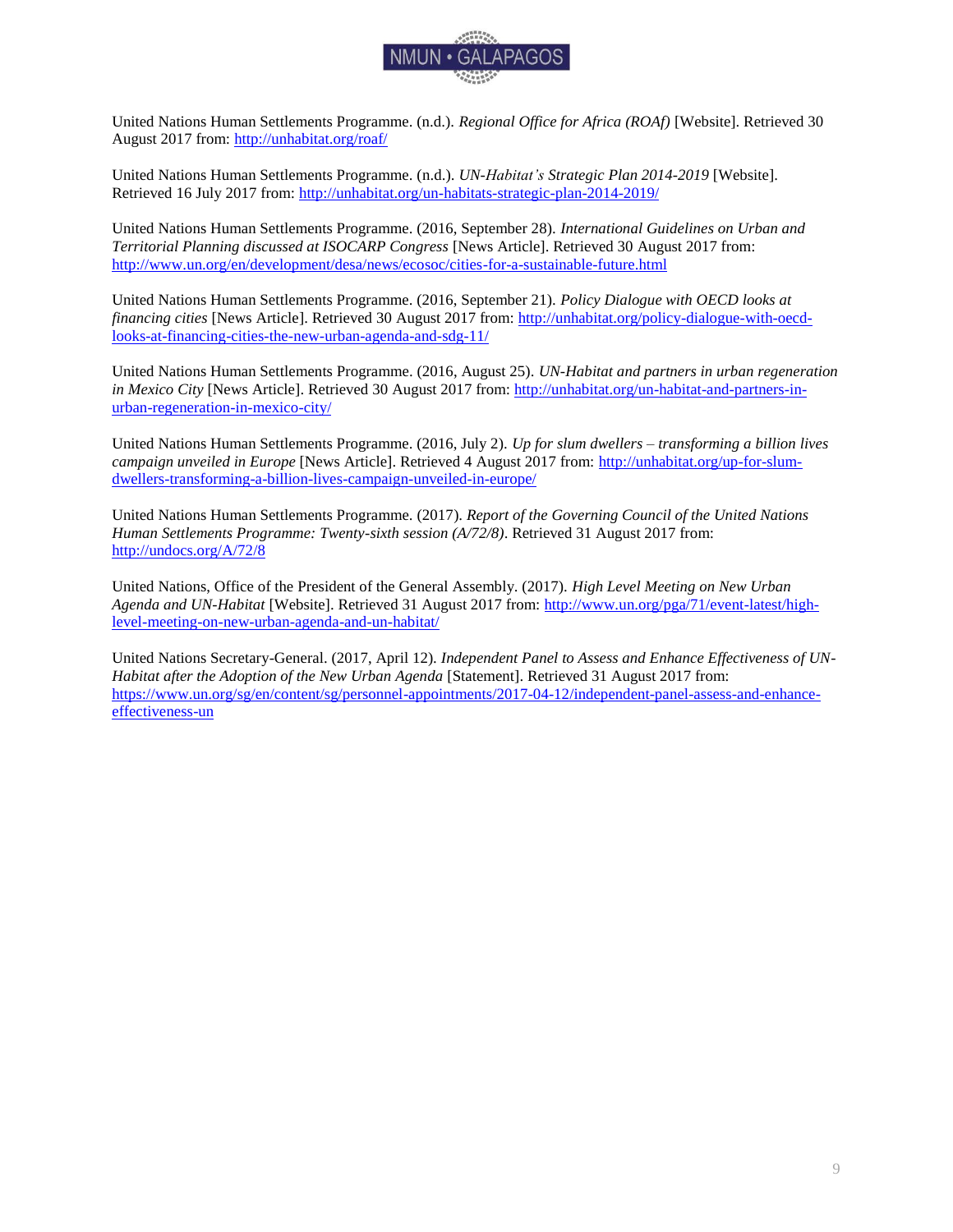United Nations Human Settlements Programme. (n.d.). *Regional Office for Africa (ROAf)* [Website]. Retrieved 30 August 2017 from: http://unhabitat.org/roaf/

United Nations Human Settlements Programme. (n.d.). *UN-Habitat's Strategic Plan 2014-2019* [Website]. Retrieved 16 July 2017 from: http://unhabitat.org/un-habitats-strategic-plan-2014-2019/

United Nations Human Settlements Programme. (2016, September 28). *International Guidelines on Urban and Territorial Planning discussed at ISOCARP Congress* [News Article]. Retrieved 30 August 2017 from: http://www.un.org/en/development/desa/news/ecosoc/cities-for-a-sustainable-future.html

United Nations Human Settlements Programme. (2016, September 21). *Policy Dialogue with OECD looks at financing cities* [News Article]. Retrieved 30 August 2017 from: http://unhabitat.org/policy-dialogue-with-oecd-looks-at-financing-cities-the-new-urban-agenda-and-sdg-11/

United Nations Human Settlements Programme. (2016, August 25). *UN-Habitat and partners in urban regeneration in Mexico City* [News Article]. Retrieved 30 August 2017 from: http://unhabitat.org/un-habitat-and-partners-in-urban-regeneration-in-mexico-city/

United Nations Human Settlements Programme. (2016, July 2). *Up for slum dwellers – transforming a billion lives campaign unveiled in Europe* [News Article]. Retrieved 4 August 2017 from: http://unhabitat.org/up-for-slum-dwellers-transforming-a-billion-lives-campaign-unveiled-in-europe/

United Nations Human Settlements Programme. (2017). *Report of the Governing Council of the United Nations Human Settlements Programme: Twenty-sixth session (A/72/8)*. Retrieved 31 August 2017 from: http://undocs.org/A/72/8

United Nations, Office of the President of the General Assembly. (2017). *High Level Meeting on New Urban Agenda and UN-Habitat* [Website]. Retrieved 31 August 2017 from: http://www.un.org/pga/71/event-latest/high-level-meeting-on-new-urban-agenda-and-un-habitat/

United Nations Secretary-General. (2017, April 12). *Independent Panel to Assess and Enhance Effectiveness of UN-Habitat after the Adoption of the New Urban Agenda* [Statement]. Retrieved 31 August 2017 from: https://www.un.org/sg/en/content/sg/personnel-appointments/2017-04-12/independent-panel-assess-and-enhance-effectiveness-un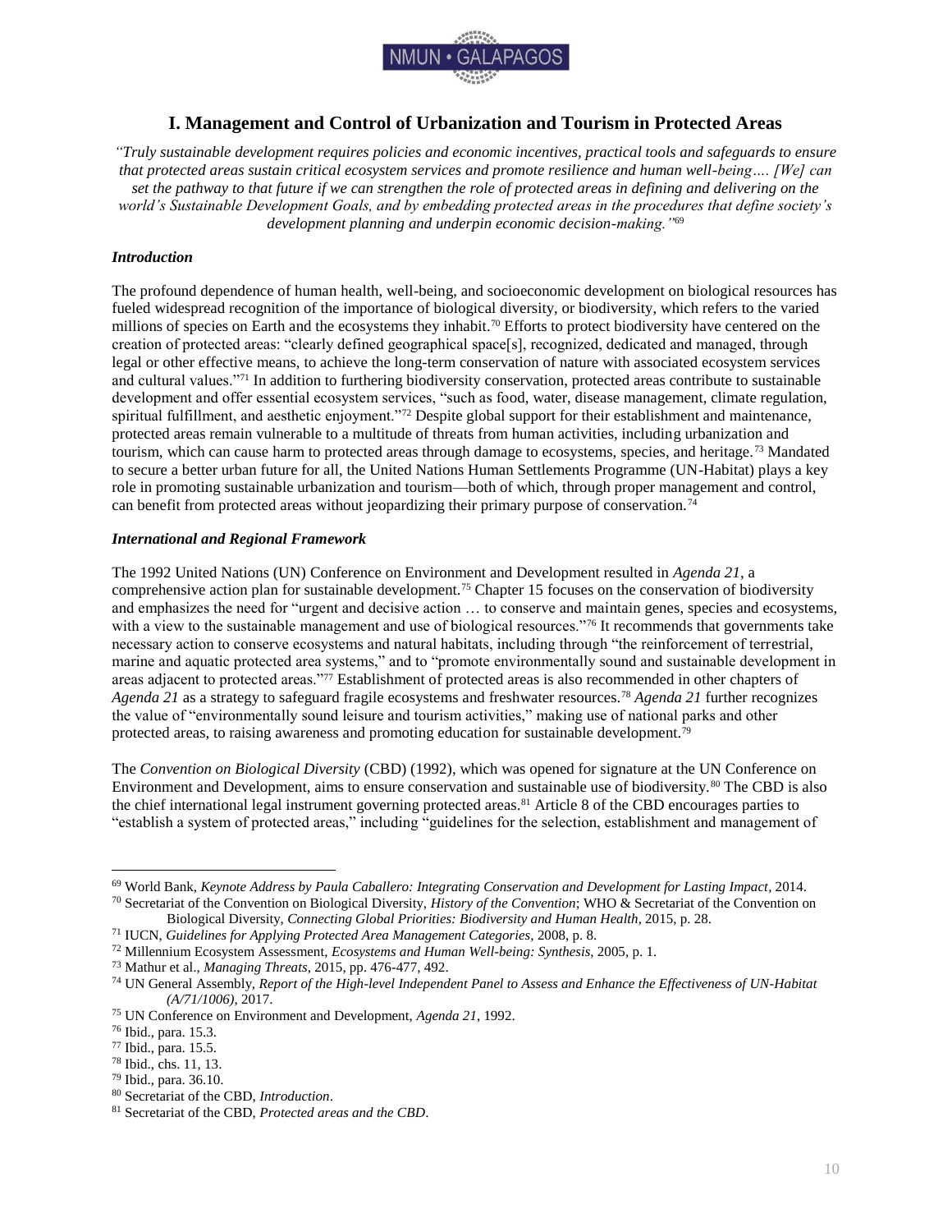## I. Management and Control of Urbanization and Tourism in Protected Areas

*"Truly sustainable development requires policies and economic incentives, practical tools and safeguards to ensure that protected areas sustain critical ecosystem services and promote resilience and human well-being…. [We] can set the pathway to that future if we can strengthen the role of protected areas in defining and delivering on the world's Sustainable Development Goals, and by embedding protected areas in the procedures that define society's development planning and underpin economic decision-making."*[69]

### *Introduction*

The profound dependence of human health, well-being, and socioeconomic development on biological resources has fueled widespread recognition of the importance of biological diversity, or biodiversity, which refers to the varied millions of species on Earth and the ecosystems they inhabit.[70] Efforts to protect biodiversity have centered on the creation of protected areas: "clearly defined geographical space[s], recognized, dedicated and managed, through legal or other effective means, to achieve the long-term conservation of nature with associated ecosystem services and cultural values."[71] In addition to furthering biodiversity conservation, protected areas contribute to sustainable development and offer essential ecosystem services, "such as food, water, disease management, climate regulation, spiritual fulfillment, and aesthetic enjoyment."[72] Despite global support for their establishment and maintenance, protected areas remain vulnerable to a multitude of threats from human activities, including urbanization and tourism, which can cause harm to protected areas through damage to ecosystems, species, and heritage.[73] Mandated to secure a better urban future for all, the United Nations Human Settlements Programme (UN-Habitat) plays a key role in promoting sustainable urbanization and tourism—both of which, through proper management and control, can benefit from protected areas without jeopardizing their primary purpose of conservation.[74]

### *International and Regional Framework*

The 1992 United Nations (UN) Conference on Environment and Development resulted in *Agenda 21*, a comprehensive action plan for sustainable development.[75] Chapter 15 focuses on the conservation of biodiversity and emphasizes the need for "urgent and decisive action … to conserve and maintain genes, species and ecosystems, with a view to the sustainable management and use of biological resources."[76] It recommends that governments take necessary action to conserve ecosystems and natural habitats, including through "the reinforcement of terrestrial, marine and aquatic protected area systems," and to "promote environmentally sound and sustainable development in areas adjacent to protected areas."[77] Establishment of protected areas is also recommended in other chapters of *Agenda 21* as a strategy to safeguard fragile ecosystems and freshwater resources.[78] *Agenda 21* further recognizes the value of "environmentally sound leisure and tourism activities," making use of national parks and other protected areas, to raising awareness and promoting education for sustainable development.[79]

The *Convention on Biological Diversity* (CBD) (1992), which was opened for signature at the UN Conference on Environment and Development, aims to ensure conservation and sustainable use of biodiversity.[80] The CBD is also the chief international legal instrument governing protected areas.[81] Article 8 of the CBD encourages parties to "establish a system of protected areas," including "guidelines for the selection, establishment and management of

---

[69] World Bank, *Keynote Address by Paula Caballero: Integrating Conservation and Development for Lasting Impact*, 2014.

[70] Secretariat of the Convention on Biological Diversity, *History of the Convention*; WHO & Secretariat of the Convention on Biological Diversity, *Connecting Global Priorities: Biodiversity and Human Health*, 2015, p. 28.

[71] IUCN, *Guidelines for Applying Protected Area Management Categories*, 2008, p. 8.

[72] Millennium Ecosystem Assessment, *Ecosystems and Human Well-being: Synthesis*, 2005, p. 1.

[73] Mathur et al., *Managing Threats*, 2015, pp. 476-477, 492.

[74] UN General Assembly, *Report of the High-level Independent Panel to Assess and Enhance the Effectiveness of UN-Habitat (A/71/1006)*, 2017.

[75] UN Conference on Environment and Development, *Agenda 21*, 1992.

[76] Ibid., para. 15.3.

[77] Ibid., para. 15.5.

[78] Ibid., chs. 11, 13.

[79] Ibid., para. 36.10.

[80] Secretariat of the CBD, *Introduction*.

[81] Secretariat of the CBD, *Protected areas and the CBD*.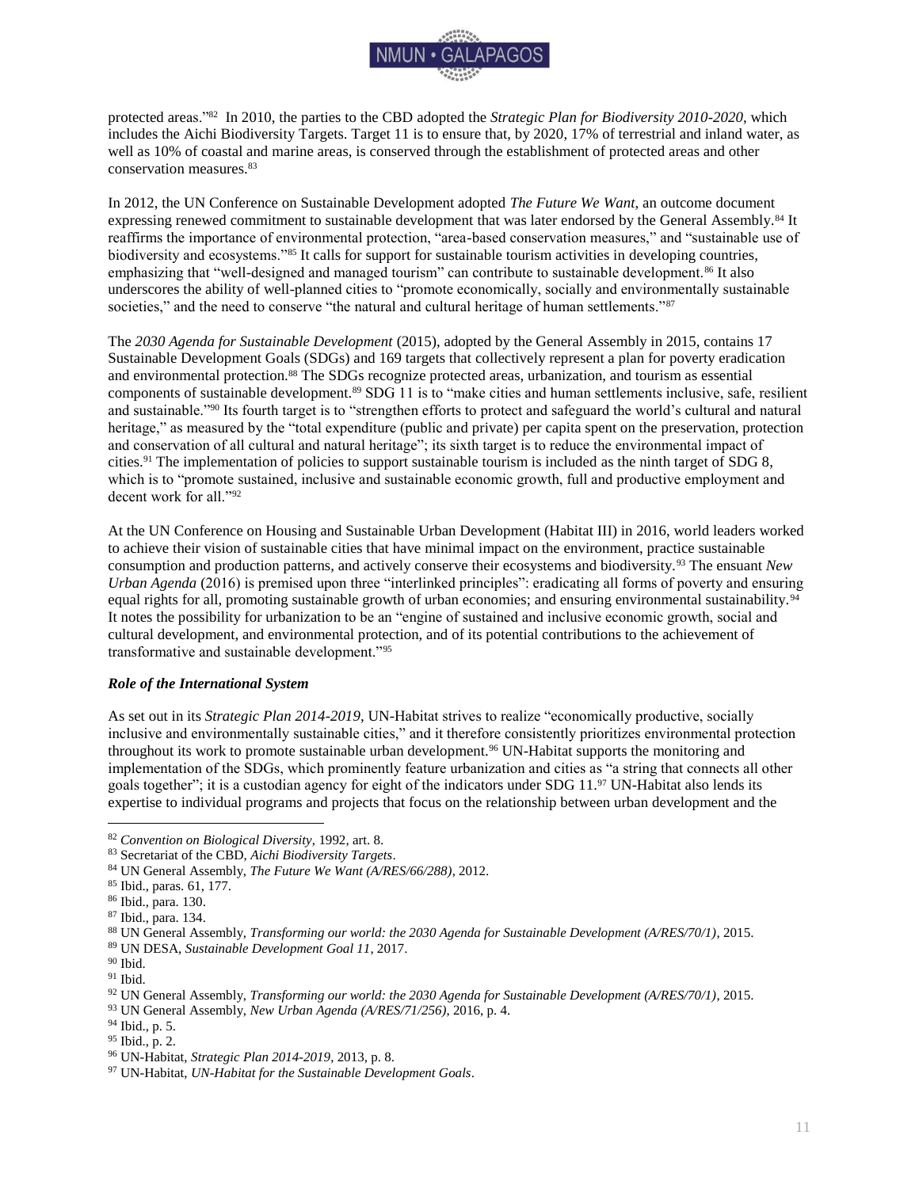protected areas."[82] In 2010, the parties to the CBD adopted the *Strategic Plan for Biodiversity 2010-2020*, which includes the Aichi Biodiversity Targets. Target 11 is to ensure that, by 2020, 17% of terrestrial and inland water, as well as 10% of coastal and marine areas, is conserved through the establishment of protected areas and other conservation measures.[83]

In 2012, the UN Conference on Sustainable Development adopted *The Future We Want*, an outcome document expressing renewed commitment to sustainable development that was later endorsed by the General Assembly.[84] It reaffirms the importance of environmental protection, "area-based conservation measures," and "sustainable use of biodiversity and ecosystems."[85] It calls for support for sustainable tourism activities in developing countries, emphasizing that "well-designed and managed tourism" can contribute to sustainable development.[86] It also underscores the ability of well-planned cities to "promote economically, socially and environmentally sustainable societies," and the need to conserve "the natural and cultural heritage of human settlements."[87]

The *2030 Agenda for Sustainable Development* (2015), adopted by the General Assembly in 2015, contains 17 Sustainable Development Goals (SDGs) and 169 targets that collectively represent a plan for poverty eradication and environmental protection.[88] The SDGs recognize protected areas, urbanization, and tourism as essential components of sustainable development.[89] SDG 11 is to "make cities and human settlements inclusive, safe, resilient and sustainable."[90] Its fourth target is to "strengthen efforts to protect and safeguard the world's cultural and natural heritage," as measured by the "total expenditure (public and private) per capita spent on the preservation, protection and conservation of all cultural and natural heritage"; its sixth target is to reduce the environmental impact of cities.[91] The implementation of policies to support sustainable tourism is included as the ninth target of SDG 8, which is to "promote sustained, inclusive and sustainable economic growth, full and productive employment and decent work for all."[92]

At the UN Conference on Housing and Sustainable Urban Development (Habitat III) in 2016, world leaders worked to achieve their vision of sustainable cities that have minimal impact on the environment, practice sustainable consumption and production patterns, and actively conserve their ecosystems and biodiversity.[93] The ensuant *New Urban Agenda* (2016) is premised upon three "interlinked principles": eradicating all forms of poverty and ensuring equal rights for all, promoting sustainable growth of urban economies; and ensuring environmental sustainability.[94] It notes the possibility for urbanization to be an "engine of sustained and inclusive economic growth, social and cultural development, and environmental protection, and of its potential contributions to the achievement of transformative and sustainable development."[95]

### *Role of the International System*

As set out in its *Strategic Plan 2014-2019*, UN-Habitat strives to realize "economically productive, socially inclusive and environmentally sustainable cities," and it therefore consistently prioritizes environmental protection throughout its work to promote sustainable urban development.[96] UN-Habitat supports the monitoring and implementation of the SDGs, which prominently feature urbanization and cities as "a string that connects all other goals together"; it is a custodian agency for eight of the indicators under SDG 11.[97] UN-Habitat also lends its expertise to individual programs and projects that focus on the relationship between urban development and the

---

[82] *Convention on Biological Diversity*, 1992, art. 8.
[83] Secretariat of the CBD, *Aichi Biodiversity Targets*.
[84] UN General Assembly, *The Future We Want (A/RES/66/288)*, 2012.
[85] Ibid., paras. 61, 177.
[86] Ibid., para. 130.
[87] Ibid., para. 134.
[88] UN General Assembly, *Transforming our world: the 2030 Agenda for Sustainable Development (A/RES/70/1)*, 2015.
[89] UN DESA, *Sustainable Development Goal 11*, 2017.
[90] Ibid.
[91] Ibid.
[92] UN General Assembly, *Transforming our world: the 2030 Agenda for Sustainable Development (A/RES/70/1)*, 2015.
[93] UN General Assembly, *New Urban Agenda (A/RES/71/256)*, 2016, p. 4.
[94] Ibid., p. 5.
[95] Ibid., p. 2.
[96] UN-Habitat, *Strategic Plan 2014-2019*, 2013, p. 8.
[97] UN-Habitat, *UN-Habitat for the Sustainable Development Goals*.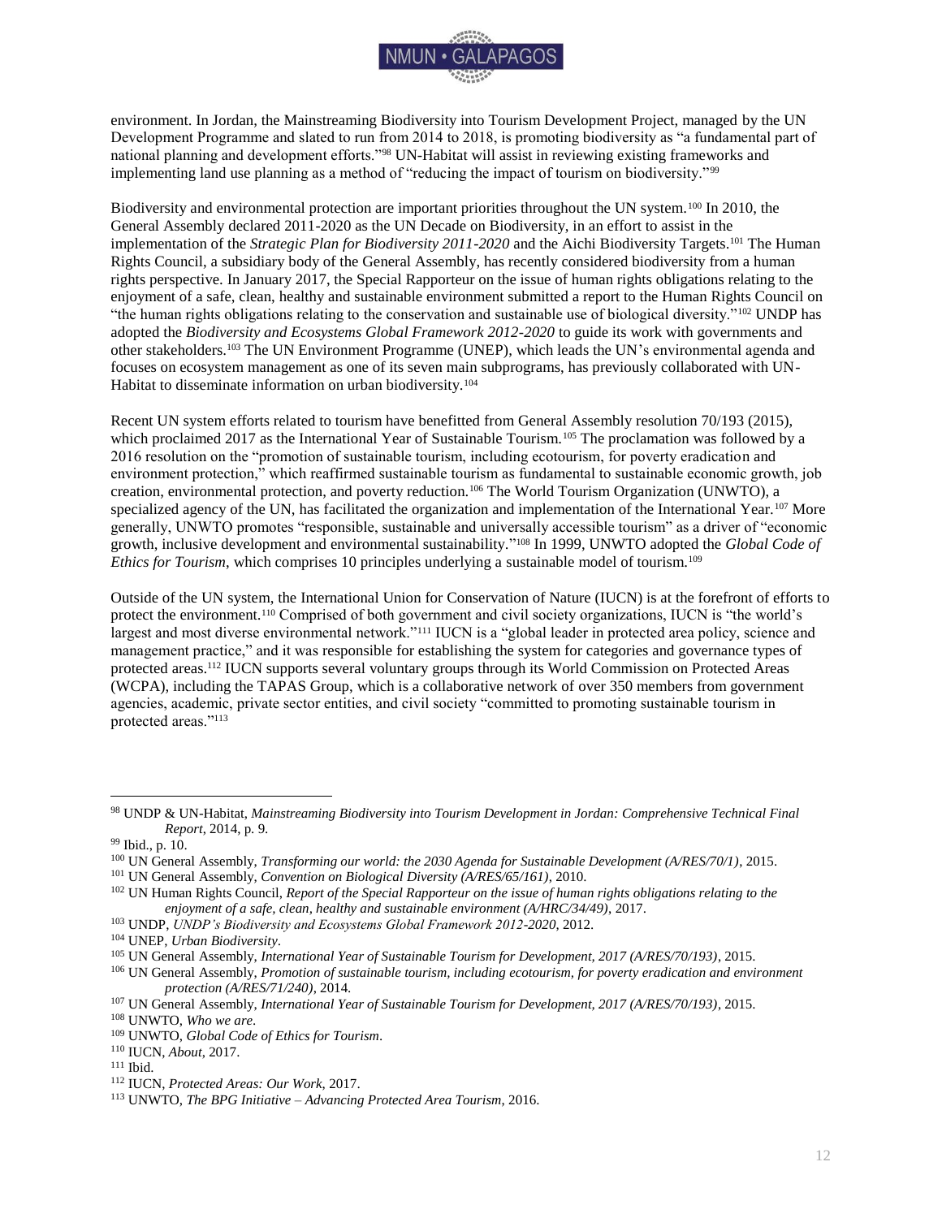environment. In Jordan, the Mainstreaming Biodiversity into Tourism Development Project, managed by the UN Development Programme and slated to run from 2014 to 2018, is promoting biodiversity as "a fundamental part of national planning and development efforts."[98] UN-Habitat will assist in reviewing existing frameworks and implementing land use planning as a method of "reducing the impact of tourism on biodiversity."[99]

Biodiversity and environmental protection are important priorities throughout the UN system.[100] In 2010, the General Assembly declared 2011-2020 as the UN Decade on Biodiversity, in an effort to assist in the implementation of the *Strategic Plan for Biodiversity 2011-2020* and the Aichi Biodiversity Targets.[101] The Human Rights Council, a subsidiary body of the General Assembly, has recently considered biodiversity from a human rights perspective. In January 2017, the Special Rapporteur on the issue of human rights obligations relating to the enjoyment of a safe, clean, healthy and sustainable environment submitted a report to the Human Rights Council on "the human rights obligations relating to the conservation and sustainable use of biological diversity."[102] UNDP has adopted the *Biodiversity and Ecosystems Global Framework 2012-2020* to guide its work with governments and other stakeholders.[103] The UN Environment Programme (UNEP), which leads the UN's environmental agenda and focuses on ecosystem management as one of its seven main subprograms, has previously collaborated with UN-Habitat to disseminate information on urban biodiversity.[104]

Recent UN system efforts related to tourism have benefitted from General Assembly resolution 70/193 (2015), which proclaimed 2017 as the International Year of Sustainable Tourism.[105] The proclamation was followed by a 2016 resolution on the "promotion of sustainable tourism, including ecotourism, for poverty eradication and environment protection," which reaffirmed sustainable tourism as fundamental to sustainable economic growth, job creation, environmental protection, and poverty reduction.[106] The World Tourism Organization (UNWTO), a specialized agency of the UN, has facilitated the organization and implementation of the International Year.[107] More generally, UNWTO promotes "responsible, sustainable and universally accessible tourism" as a driver of "economic growth, inclusive development and environmental sustainability."[108] In 1999, UNWTO adopted the *Global Code of Ethics for Tourism*, which comprises 10 principles underlying a sustainable model of tourism.[109]

Outside of the UN system, the International Union for Conservation of Nature (IUCN) is at the forefront of efforts to protect the environment.[110] Comprised of both government and civil society organizations, IUCN is "the world's largest and most diverse environmental network."[111] IUCN is a "global leader in protected area policy, science and management practice," and it was responsible for establishing the system for categories and governance types of protected areas.[112] IUCN supports several voluntary groups through its World Commission on Protected Areas (WCPA), including the TAPAS Group, which is a collaborative network of over 350 members from government agencies, academic, private sector entities, and civil society "committed to promoting sustainable tourism in protected areas."[113]

---

[98] UNDP & UN-Habitat, *Mainstreaming Biodiversity into Tourism Development in Jordan: Comprehensive Technical Final Report*, 2014, p. 9.

[99] Ibid., p. 10.

[100] UN General Assembly, *Transforming our world: the 2030 Agenda for Sustainable Development (A/RES/70/1)*, 2015.

[101] UN General Assembly, *Convention on Biological Diversity (A/RES/65/161)*, 2010.

[102] UN Human Rights Council, *Report of the Special Rapporteur on the issue of human rights obligations relating to the enjoyment of a safe, clean, healthy and sustainable environment (A/HRC/34/49)*, 2017.

[103] UNDP, *UNDP's Biodiversity and Ecosystems Global Framework 2012-2020*, 2012.

[104] UNEP, *Urban Biodiversity*.

[105] UN General Assembly, *International Year of Sustainable Tourism for Development, 2017 (A/RES/70/193)*, 2015.

[106] UN General Assembly, *Promotion of sustainable tourism, including ecotourism, for poverty eradication and environment protection (A/RES/71/240)*, 2014.

[107] UN General Assembly, *International Year of Sustainable Tourism for Development, 2017 (A/RES/70/193)*, 2015.

[108] UNWTO, *Who we are*.

[109] UNWTO, *Global Code of Ethics for Tourism*.

[110] IUCN, *About*, 2017.

[111] Ibid.

[112] IUCN, *Protected Areas: Our Work*, 2017.

[113] UNWTO, *The BPG Initiative – Advancing Protected Area Tourism*, 2016.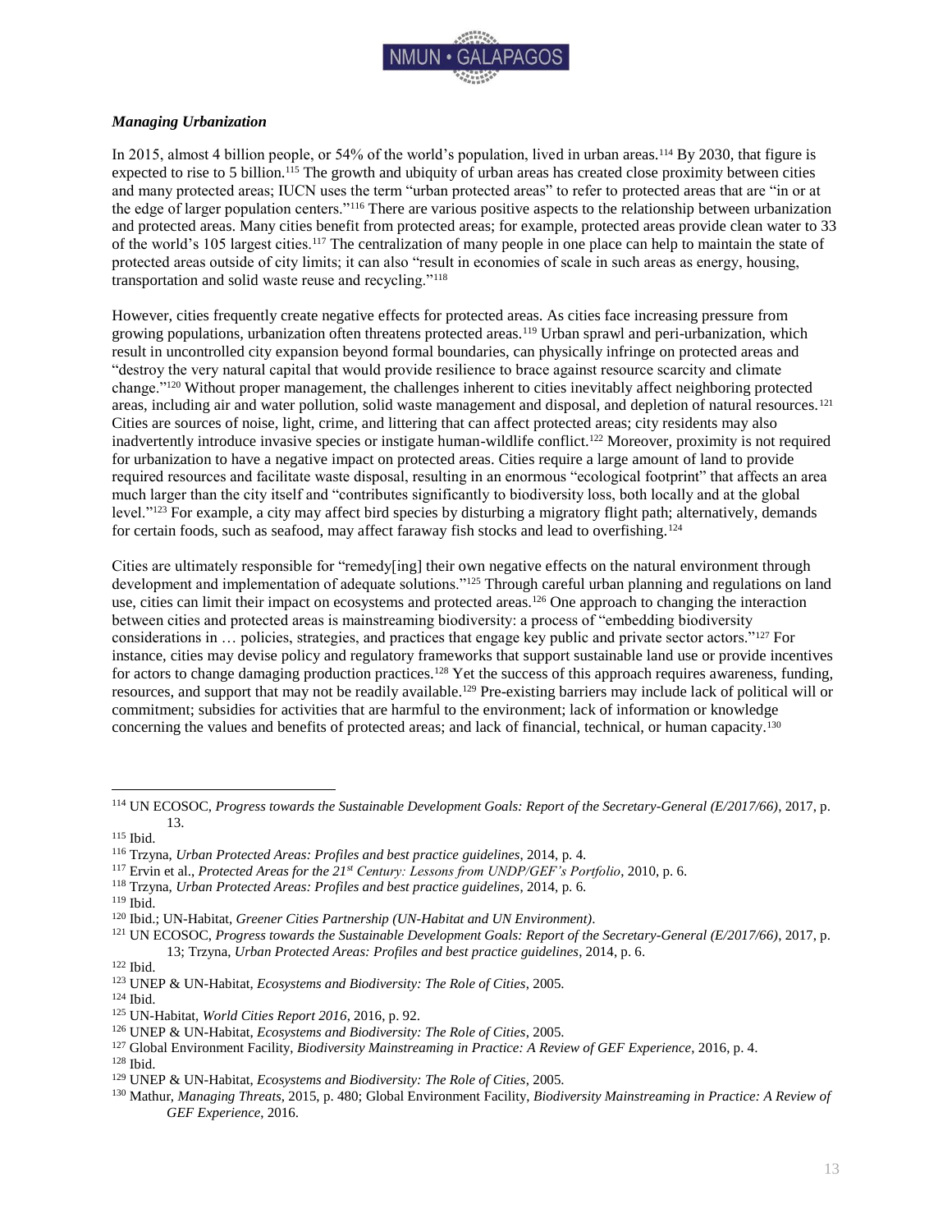### *Managing Urbanization*

In 2015, almost 4 billion people, or 54% of the world's population, lived in urban areas.[114] By 2030, that figure is expected to rise to 5 billion.[115] The growth and ubiquity of urban areas has created close proximity between cities and many protected areas; IUCN uses the term "urban protected areas" to refer to protected areas that are "in or at the edge of larger population centers."[116] There are various positive aspects to the relationship between urbanization and protected areas. Many cities benefit from protected areas; for example, protected areas provide clean water to 33 of the world's 105 largest cities.[117] The centralization of many people in one place can help to maintain the state of protected areas outside of city limits; it can also "result in economies of scale in such areas as energy, housing, transportation and solid waste reuse and recycling."[118]

However, cities frequently create negative effects for protected areas. As cities face increasing pressure from growing populations, urbanization often threatens protected areas.[119] Urban sprawl and peri-urbanization, which result in uncontrolled city expansion beyond formal boundaries, can physically infringe on protected areas and "destroy the very natural capital that would provide resilience to brace against resource scarcity and climate change."[120] Without proper management, the challenges inherent to cities inevitably affect neighboring protected areas, including air and water pollution, solid waste management and disposal, and depletion of natural resources.[121] Cities are sources of noise, light, crime, and littering that can affect protected areas; city residents may also inadvertently introduce invasive species or instigate human-wildlife conflict.[122] Moreover, proximity is not required for urbanization to have a negative impact on protected areas. Cities require a large amount of land to provide required resources and facilitate waste disposal, resulting in an enormous "ecological footprint" that affects an area much larger than the city itself and "contributes significantly to biodiversity loss, both locally and at the global level."[123] For example, a city may affect bird species by disturbing a migratory flight path; alternatively, demands for certain foods, such as seafood, may affect faraway fish stocks and lead to overfishing.[124]

Cities are ultimately responsible for "remedy[ing] their own negative effects on the natural environment through development and implementation of adequate solutions."[125] Through careful urban planning and regulations on land use, cities can limit their impact on ecosystems and protected areas.[126] One approach to changing the interaction between cities and protected areas is mainstreaming biodiversity: a process of "embedding biodiversity considerations in … policies, strategies, and practices that engage key public and private sector actors."[127] For instance, cities may devise policy and regulatory frameworks that support sustainable land use or provide incentives for actors to change damaging production practices.[128] Yet the success of this approach requires awareness, funding, resources, and support that may not be readily available.[129] Pre-existing barriers may include lack of political will or commitment; subsidies for activities that are harmful to the environment; lack of information or knowledge concerning the values and benefits of protected areas; and lack of financial, technical, or human capacity.[130]

---

[114] UN ECOSOC, *Progress towards the Sustainable Development Goals: Report of the Secretary-General (E/2017/66)*, 2017, p. 13.

[115] Ibid.

[116] Trzyna, *Urban Protected Areas: Profiles and best practice guidelines*, 2014, p. 4.

[117] Ervin et al., *Protected Areas for the 21st Century: Lessons from UNDP/GEF's Portfolio*, 2010, p. 6.

[118] Trzyna, *Urban Protected Areas: Profiles and best practice guidelines*, 2014, p. 6.

[119] Ibid.

[120] Ibid.; UN-Habitat, *Greener Cities Partnership (UN-Habitat and UN Environment)*.

[121] UN ECOSOC, *Progress towards the Sustainable Development Goals: Report of the Secretary-General (E/2017/66)*, 2017, p. 13; Trzyna, *Urban Protected Areas: Profiles and best practice guidelines*, 2014, p. 6.

[122] Ibid.

[123] UNEP & UN-Habitat, *Ecosystems and Biodiversity: The Role of Cities*, 2005.

[124] Ibid.

[125] UN-Habitat, *World Cities Report 2016*, 2016, p. 92.

[126] UNEP & UN-Habitat, *Ecosystems and Biodiversity: The Role of Cities*, 2005.

[127] Global Environment Facility, *Biodiversity Mainstreaming in Practice: A Review of GEF Experience*, 2016, p. 4.

[128] Ibid.

[129] UNEP & UN-Habitat, *Ecosystems and Biodiversity: The Role of Cities*, 2005.

[130] Mathur, *Managing Threats*, 2015, p. 480; Global Environment Facility, *Biodiversity Mainstreaming in Practice: A Review of GEF Experience*, 2016.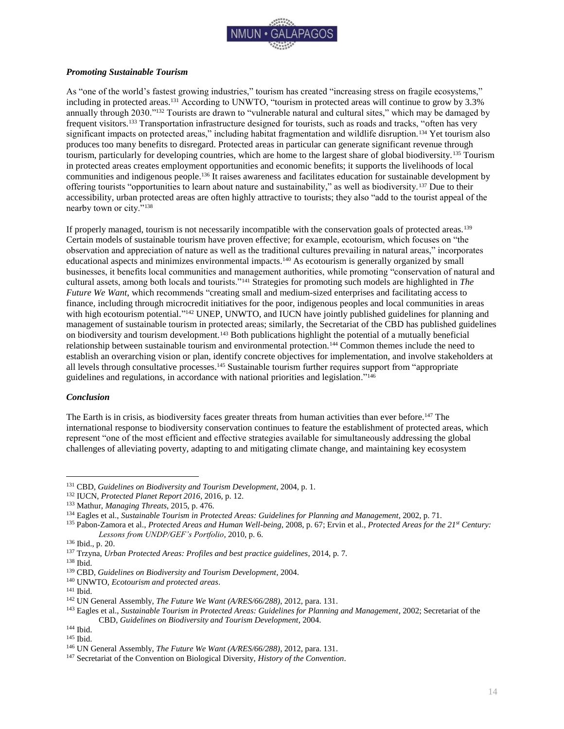### *Promoting Sustainable Tourism*

As "one of the world's fastest growing industries," tourism has created "increasing stress on fragile ecosystems," including in protected areas.[131] According to UNWTO, "tourism in protected areas will continue to grow by 3.3% annually through 2030."[132] Tourists are drawn to "vulnerable natural and cultural sites," which may be damaged by frequent visitors.[133] Transportation infrastructure designed for tourists, such as roads and tracks, "often has very significant impacts on protected areas," including habitat fragmentation and wildlife disruption.[134] Yet tourism also produces too many benefits to disregard. Protected areas in particular can generate significant revenue through tourism, particularly for developing countries, which are home to the largest share of global biodiversity.[135] Tourism in protected areas creates employment opportunities and economic benefits; it supports the livelihoods of local communities and indigenous people.[136] It raises awareness and facilitates education for sustainable development by offering tourists "opportunities to learn about nature and sustainability," as well as biodiversity.[137] Due to their accessibility, urban protected areas are often highly attractive to tourists; they also "add to the tourist appeal of the nearby town or city."[138]

If properly managed, tourism is not necessarily incompatible with the conservation goals of protected areas.[139] Certain models of sustainable tourism have proven effective; for example, ecotourism, which focuses on "the observation and appreciation of nature as well as the traditional cultures prevailing in natural areas," incorporates educational aspects and minimizes environmental impacts.[140] As ecotourism is generally organized by small businesses, it benefits local communities and management authorities, while promoting "conservation of natural and cultural assets, among both locals and tourists."[141] Strategies for promoting such models are highlighted in *The Future We Want*, which recommends "creating small and medium-sized enterprises and facilitating access to finance, including through microcredit initiatives for the poor, indigenous peoples and local communities in areas with high ecotourism potential."[142] UNEP, UNWTO, and IUCN have jointly published guidelines for planning and management of sustainable tourism in protected areas; similarly, the Secretariat of the CBD has published guidelines on biodiversity and tourism development.[143] Both publications highlight the potential of a mutually beneficial relationship between sustainable tourism and environmental protection.[144] Common themes include the need to establish an overarching vision or plan, identify concrete objectives for implementation, and involve stakeholders at all levels through consultative processes.[145] Sustainable tourism further requires support from "appropriate guidelines and regulations, in accordance with national priorities and legislation."[146]

### *Conclusion*

The Earth is in crisis, as biodiversity faces greater threats from human activities than ever before.[147] The international response to biodiversity conservation continues to feature the establishment of protected areas, which represent "one of the most efficient and effective strategies available for simultaneously addressing the global challenges of alleviating poverty, adapting to and mitigating climate change, and maintaining key ecosystem

---

[131] CBD, *Guidelines on Biodiversity and Tourism Development*, 2004, p. 1.
[132] IUCN, *Protected Planet Report 2016*, 2016, p. 12.
[133] Mathur, *Managing Threats*, 2015, p. 476.
[134] Eagles et al., *Sustainable Tourism in Protected Areas: Guidelines for Planning and Management*, 2002, p. 71.
[135] Pabon-Zamora et al., *Protected Areas and Human Well-being*, 2008, p. 67; Ervin et al., *Protected Areas for the 21st Century: Lessons from UNDP/GEF's Portfolio*, 2010, p. 6.
[136] Ibid., p. 20.
[137] Trzyna, *Urban Protected Areas: Profiles and best practice guidelines*, 2014, p. 7.
[138] Ibid.
[139] CBD, *Guidelines on Biodiversity and Tourism Development*, 2004.
[140] UNWTO, *Ecotourism and protected areas*.
[141] Ibid.
[142] UN General Assembly, *The Future We Want (A/RES/66/288)*, 2012, para. 131.
[143] Eagles et al., *Sustainable Tourism in Protected Areas: Guidelines for Planning and Management*, 2002; Secretariat of the CBD, *Guidelines on Biodiversity and Tourism Development*, 2004.
[144] Ibid.
[145] Ibid.
[146] UN General Assembly, *The Future We Want (A/RES/66/288)*, 2012, para. 131.
[147] Secretariat of the Convention on Biological Diversity, *History of the Convention*.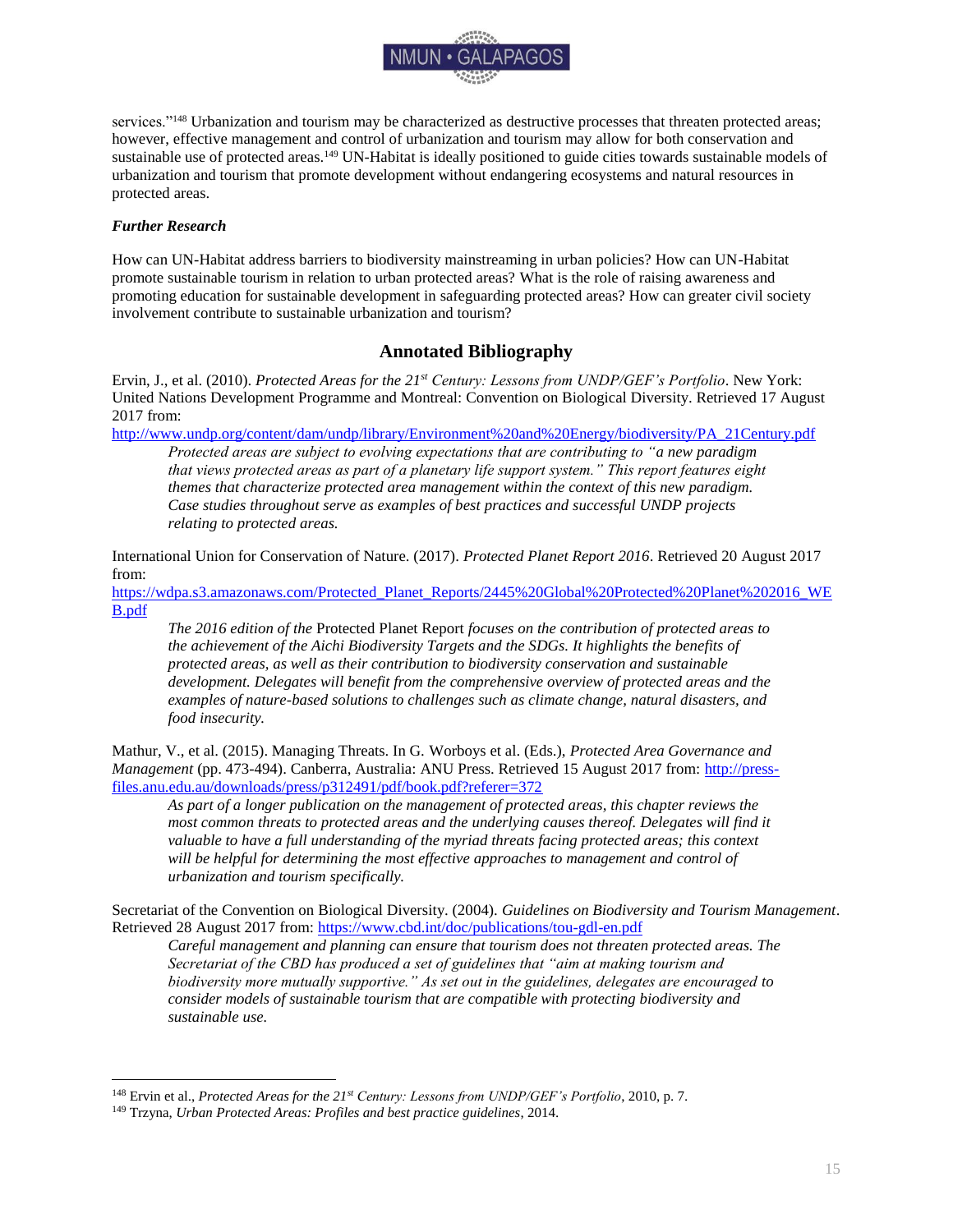services."[148] Urbanization and tourism may be characterized as destructive processes that threaten protected areas; however, effective management and control of urbanization and tourism may allow for both conservation and sustainable use of protected areas.[149] UN-Habitat is ideally positioned to guide cities towards sustainable models of urbanization and tourism that promote development without endangering ecosystems and natural resources in protected areas.

### *Further Research*

How can UN-Habitat address barriers to biodiversity mainstreaming in urban policies? How can UN-Habitat promote sustainable tourism in relation to urban protected areas? What is the role of raising awareness and promoting education for sustainable development in safeguarding protected areas? How can greater civil society involvement contribute to sustainable urbanization and tourism?

## Annotated Bibliography

Ervin, J., et al. (2010). *Protected Areas for the 21st Century: Lessons from UNDP/GEF's Portfolio*. New York: United Nations Development Programme and Montreal: Convention on Biological Diversity. Retrieved 17 August 2017 from: http://www.undp.org/content/dam/undp/library/Environment%20and%20Energy/biodiversity/PA_21Century.pdf

> *Protected areas are subject to evolving expectations that are contributing to "a new paradigm that views protected areas as part of a planetary life support system." This report features eight themes that characterize protected area management within the context of this new paradigm. Case studies throughout serve as examples of best practices and successful UNDP projects relating to protected areas.*

International Union for Conservation of Nature. (2017). *Protected Planet Report 2016*. Retrieved 20 August 2017 from: https://wdpa.s3.amazonaws.com/Protected_Planet_Reports/2445%20Global%20Protected%20Planet%202016_WEB.pdf

> *The 2016 edition of the* Protected Planet Report *focuses on the contribution of protected areas to the achievement of the Aichi Biodiversity Targets and the SDGs. It highlights the benefits of protected areas, as well as their contribution to biodiversity conservation and sustainable development. Delegates will benefit from the comprehensive overview of protected areas and the examples of nature-based solutions to challenges such as climate change, natural disasters, and food insecurity.*

Mathur, V., et al. (2015). Managing Threats. In G. Worboys et al. (Eds.), *Protected Area Governance and Management* (pp. 473-494). Canberra, Australia: ANU Press. Retrieved 15 August 2017 from: http://press-files.anu.edu.au/downloads/press/p312491/pdf/book.pdf?referer=372

> *As part of a longer publication on the management of protected areas, this chapter reviews the most common threats to protected areas and the underlying causes thereof. Delegates will find it valuable to have a full understanding of the myriad threats facing protected areas; this context will be helpful for determining the most effective approaches to management and control of urbanization and tourism specifically.*

Secretariat of the Convention on Biological Diversity. (2004). *Guidelines on Biodiversity and Tourism Management*. Retrieved 28 August 2017 from: https://www.cbd.int/doc/publications/tou-gdl-en.pdf

> *Careful management and planning can ensure that tourism does not threaten protected areas. The Secretariat of the CBD has produced a set of guidelines that "aim at making tourism and biodiversity more mutually supportive." As set out in the guidelines, delegates are encouraged to consider models of sustainable tourism that are compatible with protecting biodiversity and sustainable use.*

---

[148] Ervin et al., *Protected Areas for the 21st Century: Lessons from UNDP/GEF's Portfolio*, 2010, p. 7.

[149] Trzyna, *Urban Protected Areas: Profiles and best practice guidelines*, 2014.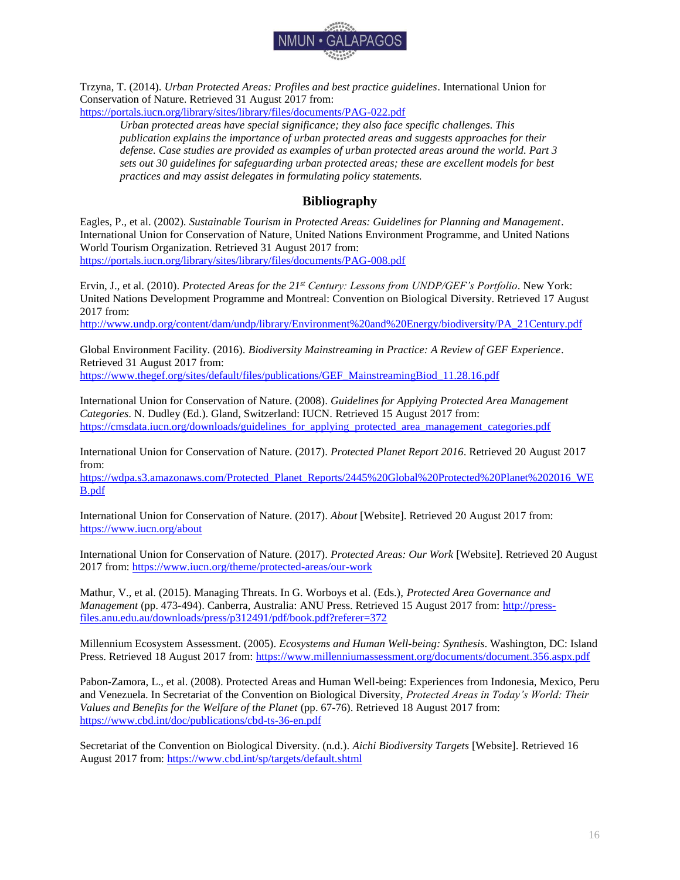Trzyna, T. (2014). *Urban Protected Areas: Profiles and best practice guidelines*. International Union for Conservation of Nature. Retrieved 31 August 2017 from: https://portals.iucn.org/library/sites/library/files/documents/PAG-022.pdf

> *Urban protected areas have special significance; they also face specific challenges. This publication explains the importance of urban protected areas and suggests approaches for their defense. Case studies are provided as examples of urban protected areas around the world. Part 3 sets out 30 guidelines for safeguarding urban protected areas; these are excellent models for best practices and may assist delegates in formulating policy statements.*

## Bibliography

Eagles, P., et al. (2002). *Sustainable Tourism in Protected Areas: Guidelines for Planning and Management*. International Union for Conservation of Nature, United Nations Environment Programme, and United Nations World Tourism Organization. Retrieved 31 August 2017 from: https://portals.iucn.org/library/sites/library/files/documents/PAG-008.pdf

Ervin, J., et al. (2010). *Protected Areas for the 21st Century: Lessons from UNDP/GEF's Portfolio*. New York: United Nations Development Programme and Montreal: Convention on Biological Diversity. Retrieved 17 August 2017 from: http://www.undp.org/content/dam/undp/library/Environment%20and%20Energy/biodiversity/PA_21Century.pdf

Global Environment Facility. (2016). *Biodiversity Mainstreaming in Practice: A Review of GEF Experience*. Retrieved 31 August 2017 from: https://www.thegef.org/sites/default/files/publications/GEF_MainstreamingBiod_11.28.16.pdf

International Union for Conservation of Nature. (2008). *Guidelines for Applying Protected Area Management Categories*. N. Dudley (Ed.). Gland, Switzerland: IUCN. Retrieved 15 August 2017 from: https://cmsdata.iucn.org/downloads/guidelines_for_applying_protected_area_management_categories.pdf

International Union for Conservation of Nature. (2017). *Protected Planet Report 2016*. Retrieved 20 August 2017 from: https://wdpa.s3.amazonaws.com/Protected_Planet_Reports/2445%20Global%20Protected%20Planet%202016_WEB.pdf

International Union for Conservation of Nature. (2017). *About* [Website]. Retrieved 20 August 2017 from: https://www.iucn.org/about

International Union for Conservation of Nature. (2017). *Protected Areas: Our Work* [Website]. Retrieved 20 August 2017 from: https://www.iucn.org/theme/protected-areas/our-work

Mathur, V., et al. (2015). Managing Threats. In G. Worboys et al. (Eds.), *Protected Area Governance and Management* (pp. 473-494). Canberra, Australia: ANU Press. Retrieved 15 August 2017 from: http://press-files.anu.edu.au/downloads/press/p312491/pdf/book.pdf?referer=372

Millennium Ecosystem Assessment. (2005). *Ecosystems and Human Well-being: Synthesis*. Washington, DC: Island Press. Retrieved 18 August 2017 from: https://www.millenniumassessment.org/documents/document.356.aspx.pdf

Pabon-Zamora, L., et al. (2008). Protected Areas and Human Well-being: Experiences from Indonesia, Mexico, Peru and Venezuela. In Secretariat of the Convention on Biological Diversity, *Protected Areas in Today's World: Their Values and Benefits for the Welfare of the Planet* (pp. 67-76). Retrieved 18 August 2017 from: https://www.cbd.int/doc/publications/cbd-ts-36-en.pdf

Secretariat of the Convention on Biological Diversity. (n.d.). *Aichi Biodiversity Targets* [Website]. Retrieved 16 August 2017 from: https://www.cbd.int/sp/targets/default.shtml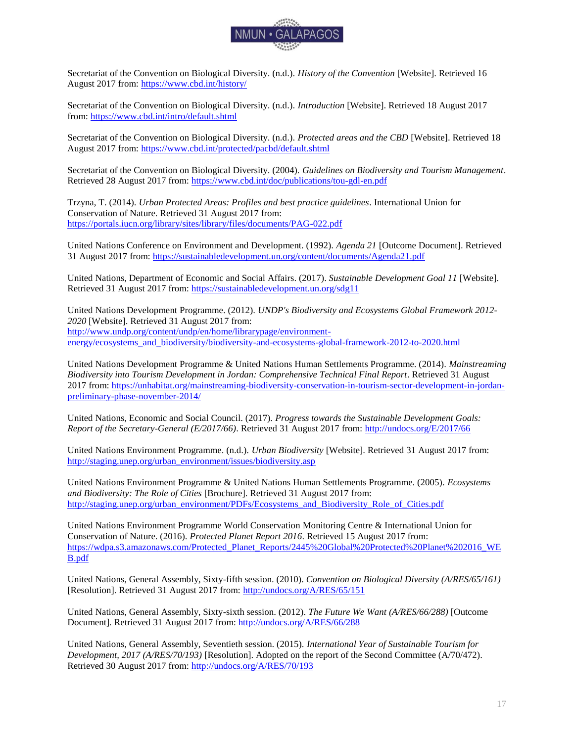Secretariat of the Convention on Biological Diversity. (n.d.). *History of the Convention* [Website]. Retrieved 16 August 2017 from: https://www.cbd.int/history/

Secretariat of the Convention on Biological Diversity. (n.d.). *Introduction* [Website]. Retrieved 18 August 2017 from: https://www.cbd.int/intro/default.shtml

Secretariat of the Convention on Biological Diversity. (n.d.). *Protected areas and the CBD* [Website]. Retrieved 18 August 2017 from: https://www.cbd.int/protected/pacbd/default.shtml

Secretariat of the Convention on Biological Diversity. (2004). *Guidelines on Biodiversity and Tourism Management*. Retrieved 28 August 2017 from: https://www.cbd.int/doc/publications/tou-gdl-en.pdf

Trzyna, T. (2014). *Urban Protected Areas: Profiles and best practice guidelines*. International Union for Conservation of Nature. Retrieved 31 August 2017 from: https://portals.iucn.org/library/sites/library/files/documents/PAG-022.pdf

United Nations Conference on Environment and Development. (1992). *Agenda 21* [Outcome Document]. Retrieved 31 August 2017 from: https://sustainabledevelopment.un.org/content/documents/Agenda21.pdf

United Nations, Department of Economic and Social Affairs. (2017). *Sustainable Development Goal 11* [Website]. Retrieved 31 August 2017 from: https://sustainabledevelopment.un.org/sdg11

United Nations Development Programme. (2012). *UNDP's Biodiversity and Ecosystems Global Framework 2012-2020* [Website]. Retrieved 31 August 2017 from: http://www.undp.org/content/undp/en/home/librarypage/environment-energy/ecosystems_and_biodiversity/biodiversity-and-ecosystems-global-framework-2012-to-2020.html

United Nations Development Programme & United Nations Human Settlements Programme. (2014). *Mainstreaming Biodiversity into Tourism Development in Jordan: Comprehensive Technical Final Report*. Retrieved 31 August 2017 from: https://unhabitat.org/mainstreaming-biodiversity-conservation-in-tourism-sector-development-in-jordan-preliminary-phase-november-2014/

United Nations, Economic and Social Council. (2017). *Progress towards the Sustainable Development Goals: Report of the Secretary-General (E/2017/66)*. Retrieved 31 August 2017 from: http://undocs.org/E/2017/66

United Nations Environment Programme. (n.d.). *Urban Biodiversity* [Website]. Retrieved 31 August 2017 from: http://staging.unep.org/urban_environment/issues/biodiversity.asp

United Nations Environment Programme & United Nations Human Settlements Programme. (2005). *Ecosystems and Biodiversity: The Role of Cities* [Brochure]. Retrieved 31 August 2017 from: http://staging.unep.org/urban_environment/PDFs/Ecosystems_and_Biodiversity_Role_of_Cities.pdf

United Nations Environment Programme World Conservation Monitoring Centre & International Union for Conservation of Nature. (2016). *Protected Planet Report 2016*. Retrieved 15 August 2017 from: https://wdpa.s3.amazonaws.com/Protected_Planet_Reports/2445%20Global%20Protected%20Planet%202016_WEB.pdf

United Nations, General Assembly, Sixty-fifth session. (2010). *Convention on Biological Diversity (A/RES/65/161)* [Resolution]. Retrieved 31 August 2017 from: http://undocs.org/A/RES/65/151

United Nations, General Assembly, Sixty-sixth session. (2012). *The Future We Want (A/RES/66/288)* [Outcome Document]. Retrieved 31 August 2017 from: http://undocs.org/A/RES/66/288

United Nations, General Assembly, Seventieth session. (2015). *International Year of Sustainable Tourism for Development, 2017 (A/RES/70/193)* [Resolution]. Adopted on the report of the Second Committee (A/70/472). Retrieved 30 August 2017 from: http://undocs.org/A/RES/70/193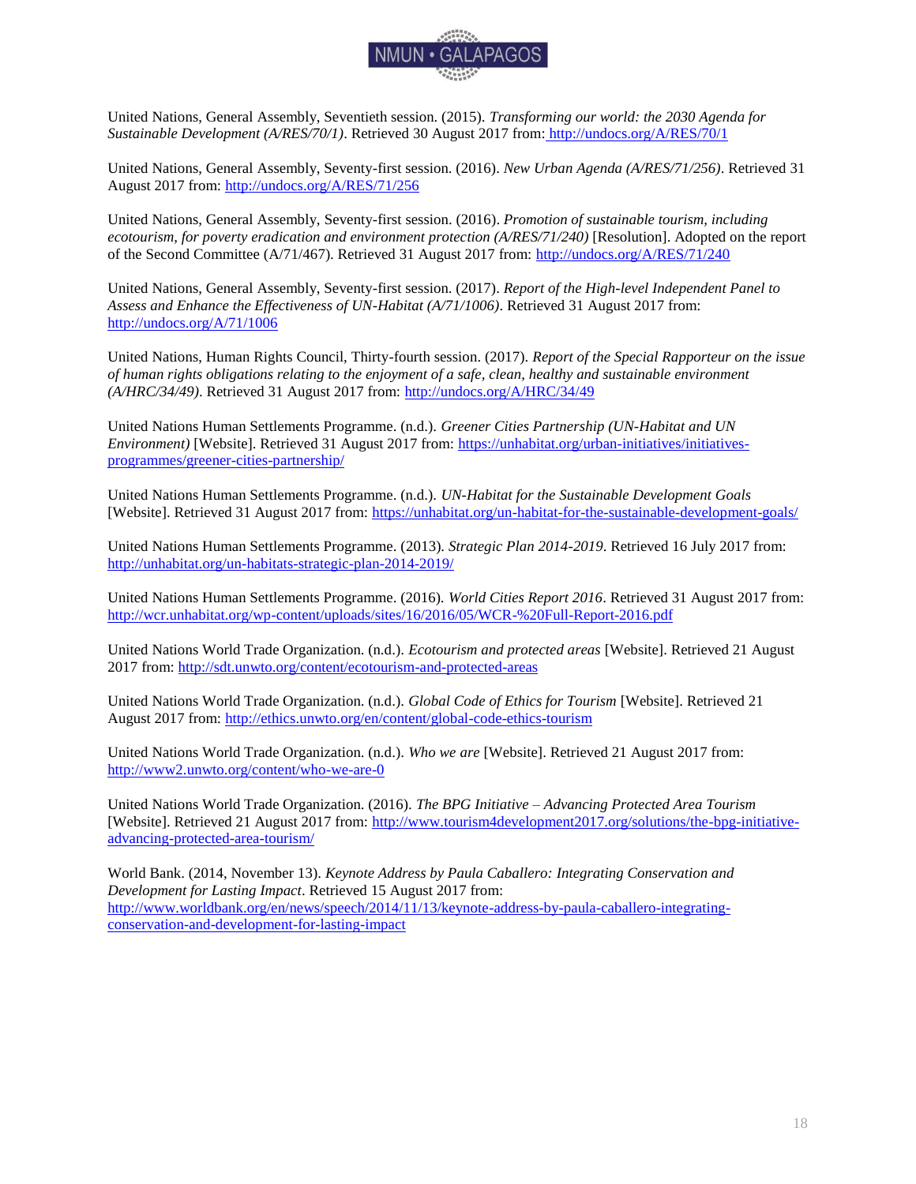United Nations, General Assembly, Seventieth session. (2015). *Transforming our world: the 2030 Agenda for Sustainable Development (A/RES/70/1)*. Retrieved 30 August 2017 from: http://undocs.org/A/RES/70/1

United Nations, General Assembly, Seventy-first session. (2016). *New Urban Agenda (A/RES/71/256)*. Retrieved 31 August 2017 from: http://undocs.org/A/RES/71/256

United Nations, General Assembly, Seventy-first session. (2016). *Promotion of sustainable tourism, including ecotourism, for poverty eradication and environment protection (A/RES/71/240)* [Resolution]. Adopted on the report of the Second Committee (A/71/467). Retrieved 31 August 2017 from: http://undocs.org/A/RES/71/240

United Nations, General Assembly, Seventy-first session. (2017). *Report of the High-level Independent Panel to Assess and Enhance the Effectiveness of UN-Habitat (A/71/1006)*. Retrieved 31 August 2017 from: http://undocs.org/A/71/1006

United Nations, Human Rights Council, Thirty-fourth session. (2017). *Report of the Special Rapporteur on the issue of human rights obligations relating to the enjoyment of a safe, clean, healthy and sustainable environment (A/HRC/34/49)*. Retrieved 31 August 2017 from: http://undocs.org/A/HRC/34/49

United Nations Human Settlements Programme. (n.d.). *Greener Cities Partnership (UN-Habitat and UN Environment)* [Website]. Retrieved 31 August 2017 from: https://unhabitat.org/urban-initiatives/initiatives-programmes/greener-cities-partnership/

United Nations Human Settlements Programme. (n.d.). *UN-Habitat for the Sustainable Development Goals* [Website]. Retrieved 31 August 2017 from: https://unhabitat.org/un-habitat-for-the-sustainable-development-goals/

United Nations Human Settlements Programme. (2013). *Strategic Plan 2014-2019*. Retrieved 16 July 2017 from: http://unhabitat.org/un-habitats-strategic-plan-2014-2019/

United Nations Human Settlements Programme. (2016). *World Cities Report 2016*. Retrieved 31 August 2017 from: http://wcr.unhabitat.org/wp-content/uploads/sites/16/2016/05/WCR-%20Full-Report-2016.pdf

United Nations World Trade Organization. (n.d.). *Ecotourism and protected areas* [Website]. Retrieved 21 August 2017 from: http://sdt.unwto.org/content/ecotourism-and-protected-areas

United Nations World Trade Organization. (n.d.). *Global Code of Ethics for Tourism* [Website]. Retrieved 21 August 2017 from: http://ethics.unwto.org/en/content/global-code-ethics-tourism

United Nations World Trade Organization. (n.d.). *Who we are* [Website]. Retrieved 21 August 2017 from: http://www2.unwto.org/content/who-we-are-0

United Nations World Trade Organization. (2016). *The BPG Initiative – Advancing Protected Area Tourism* [Website]. Retrieved 21 August 2017 from: http://www.tourism4development2017.org/solutions/the-bpg-initiative-advancing-protected-area-tourism/

World Bank. (2014, November 13). *Keynote Address by Paula Caballero: Integrating Conservation and Development for Lasting Impact*. Retrieved 15 August 2017 from: http://www.worldbank.org/en/news/speech/2014/11/13/keynote-address-by-paula-caballero-integrating-conservation-and-development-for-lasting-impact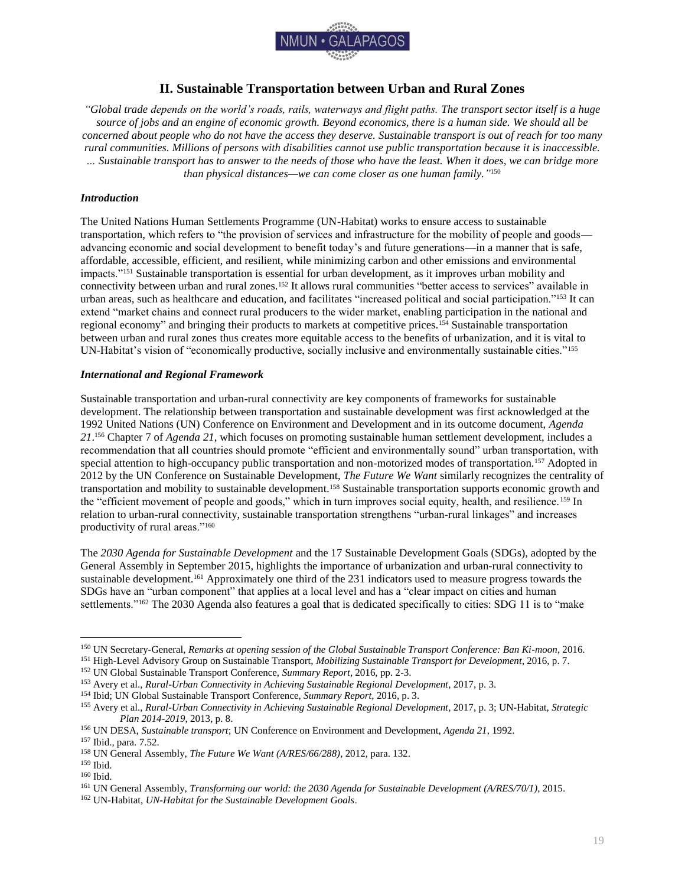## II. Sustainable Transportation between Urban and Rural Zones

*"Global trade depends on the world's roads, rails, waterways and flight paths. The transport sector itself is a huge source of jobs and an engine of economic growth. Beyond economics, there is a human side. We should all be concerned about people who do not have the access they deserve. Sustainable transport is out of reach for too many rural communities. Millions of persons with disabilities cannot use public transportation because it is inaccessible. ... Sustainable transport has to answer to the needs of those who have the least. When it does, we can bridge more than physical distances—we can come closer as one human family."*[150]

### *Introduction*

The United Nations Human Settlements Programme (UN-Habitat) works to ensure access to sustainable transportation, which refers to "the provision of services and infrastructure for the mobility of people and goods—advancing economic and social development to benefit today's and future generations—in a manner that is safe, affordable, accessible, efficient, and resilient, while minimizing carbon and other emissions and environmental impacts."[151] Sustainable transportation is essential for urban development, as it improves urban mobility and connectivity between urban and rural zones.[152] It allows rural communities "better access to services" available in urban areas, such as healthcare and education, and facilitates "increased political and social participation."[153] It can extend "market chains and connect rural producers to the wider market, enabling participation in the national and regional economy" and bringing their products to markets at competitive prices.[154] Sustainable transportation between urban and rural zones thus creates more equitable access to the benefits of urbanization, and it is vital to UN-Habitat's vision of "economically productive, socially inclusive and environmentally sustainable cities."[155]

### *International and Regional Framework*

Sustainable transportation and urban-rural connectivity are key components of frameworks for sustainable development. The relationship between transportation and sustainable development was first acknowledged at the 1992 United Nations (UN) Conference on Environment and Development and in its outcome document, *Agenda 21*.[156] Chapter 7 of *Agenda 21*, which focuses on promoting sustainable human settlement development, includes a recommendation that all countries should promote "efficient and environmentally sound" urban transportation, with special attention to high-occupancy public transportation and non-motorized modes of transportation.[157] Adopted in 2012 by the UN Conference on Sustainable Development, *The Future We Want* similarly recognizes the centrality of transportation and mobility to sustainable development.[158] Sustainable transportation supports economic growth and the "efficient movement of people and goods," which in turn improves social equity, health, and resilience.[159] In relation to urban-rural connectivity, sustainable transportation strengthens "urban-rural linkages" and increases productivity of rural areas."[160]

The *2030 Agenda for Sustainable Development* and the 17 Sustainable Development Goals (SDGs), adopted by the General Assembly in September 2015, highlights the importance of urbanization and urban-rural connectivity to sustainable development.[161] Approximately one third of the 231 indicators used to measure progress towards the SDGs have an "urban component" that applies at a local level and has a "clear impact on cities and human settlements."[162] The 2030 Agenda also features a goal that is dedicated specifically to cities: SDG 11 is to "make

---

[150] UN Secretary-General, *Remarks at opening session of the Global Sustainable Transport Conference: Ban Ki-moon*, 2016.
[151] High-Level Advisory Group on Sustainable Transport, *Mobilizing Sustainable Transport for Development*, 2016, p. 7.
[152] UN Global Sustainable Transport Conference, *Summary Report*, 2016, pp. 2-3.
[153] Avery et al., *Rural-Urban Connectivity in Achieving Sustainable Regional Development*, 2017, p. 3.
[154] Ibid; UN Global Sustainable Transport Conference, *Summary Report*, 2016, p. 3.
[155] Avery et al., *Rural-Urban Connectivity in Achieving Sustainable Regional Development*, 2017, p. 3; UN-Habitat, *Strategic Plan 2014-2019*, 2013, p. 8.
[156] UN DESA, *Sustainable transport*; UN Conference on Environment and Development, *Agenda 21*, 1992.
[157] Ibid., para. 7.52.
[158] UN General Assembly, *The Future We Want (A/RES/66/288)*, 2012, para. 132.
[159] Ibid.
[160] Ibid.
[161] UN General Assembly, *Transforming our world: the 2030 Agenda for Sustainable Development (A/RES/70/1)*, 2015.
[162] UN-Habitat, *UN-Habitat for the Sustainable Development Goals*.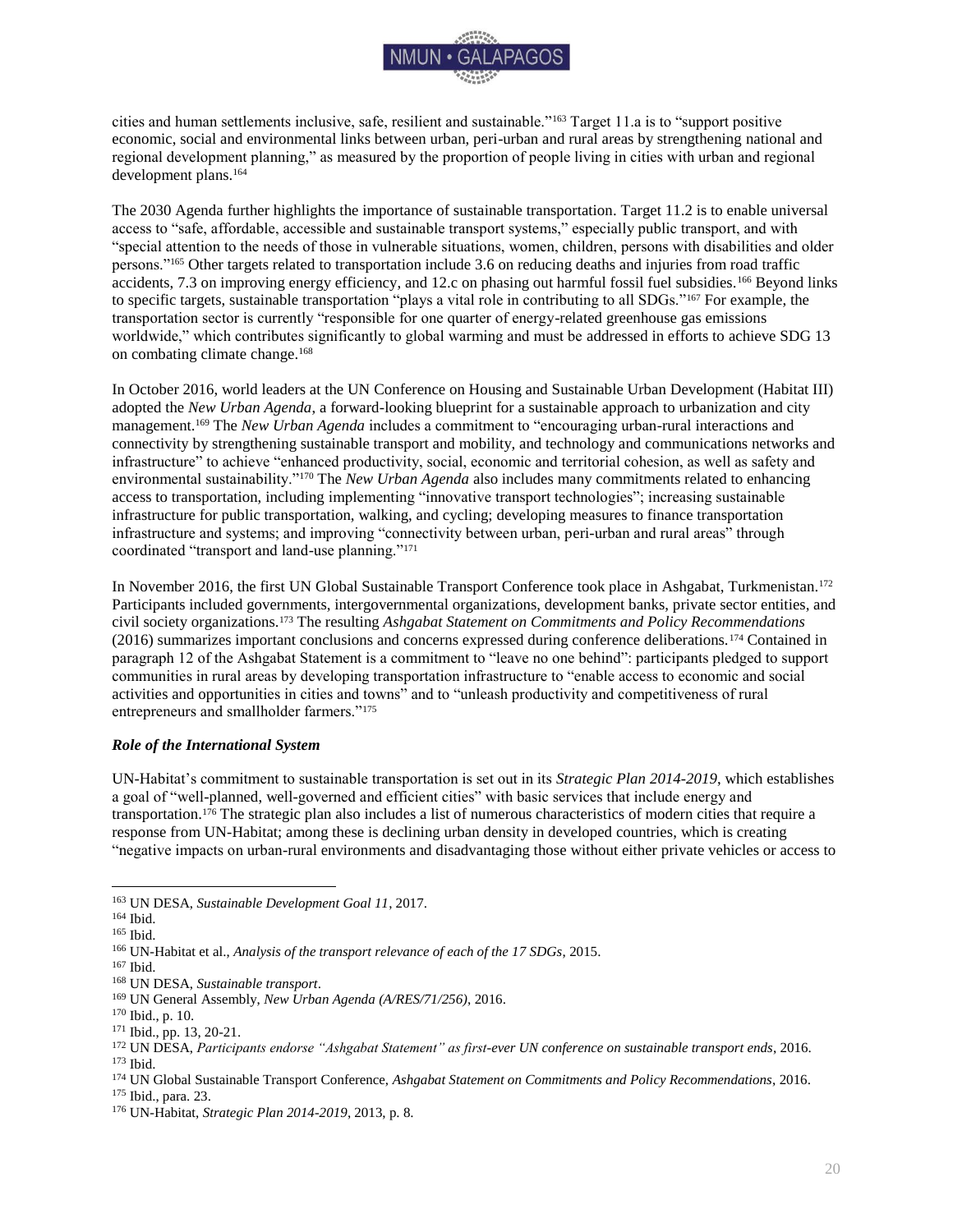cities and human settlements inclusive, safe, resilient and sustainable."[163] Target 11.a is to "support positive economic, social and environmental links between urban, peri-urban and rural areas by strengthening national and regional development planning," as measured by the proportion of people living in cities with urban and regional development plans.[164]

The 2030 Agenda further highlights the importance of sustainable transportation. Target 11.2 is to enable universal access to "safe, affordable, accessible and sustainable transport systems," especially public transport, and with "special attention to the needs of those in vulnerable situations, women, children, persons with disabilities and older persons."[165] Other targets related to transportation include 3.6 on reducing deaths and injuries from road traffic accidents, 7.3 on improving energy efficiency, and 12.c on phasing out harmful fossil fuel subsidies.[166] Beyond links to specific targets, sustainable transportation "plays a vital role in contributing to all SDGs."[167] For example, the transportation sector is currently "responsible for one quarter of energy-related greenhouse gas emissions worldwide," which contributes significantly to global warming and must be addressed in efforts to achieve SDG 13 on combating climate change.[168]

In October 2016, world leaders at the UN Conference on Housing and Sustainable Urban Development (Habitat III) adopted the *New Urban Agenda*, a forward-looking blueprint for a sustainable approach to urbanization and city management.[169] The *New Urban Agenda* includes a commitment to "encouraging urban-rural interactions and connectivity by strengthening sustainable transport and mobility, and technology and communications networks and infrastructure" to achieve "enhanced productivity, social, economic and territorial cohesion, as well as safety and environmental sustainability."[170] The *New Urban Agenda* also includes many commitments related to enhancing access to transportation, including implementing "innovative transport technologies"; increasing sustainable infrastructure for public transportation, walking, and cycling; developing measures to finance transportation infrastructure and systems; and improving "connectivity between urban, peri-urban and rural areas" through coordinated "transport and land-use planning."[171]

In November 2016, the first UN Global Sustainable Transport Conference took place in Ashgabat, Turkmenistan.[172] Participants included governments, intergovernmental organizations, development banks, private sector entities, and civil society organizations.[173] The resulting *Ashgabat Statement on Commitments and Policy Recommendations* (2016) summarizes important conclusions and concerns expressed during conference deliberations.[174] Contained in paragraph 12 of the Ashgabat Statement is a commitment to "leave no one behind": participants pledged to support communities in rural areas by developing transportation infrastructure to "enable access to economic and social activities and opportunities in cities and towns" and to "unleash productivity and competitiveness of rural entrepreneurs and smallholder farmers."[175]

### *Role of the International System*

UN-Habitat's commitment to sustainable transportation is set out in its *Strategic Plan 2014-2019*, which establishes a goal of "well-planned, well-governed and efficient cities" with basic services that include energy and transportation.[176] The strategic plan also includes a list of numerous characteristics of modern cities that require a response from UN-Habitat; among these is declining urban density in developed countries, which is creating "negative impacts on urban-rural environments and disadvantaging those without either private vehicles or access to

---

[163] UN DESA, *Sustainable Development Goal 11*, 2017.
[164] Ibid.
[165] Ibid.
[166] UN-Habitat et al., *Analysis of the transport relevance of each of the 17 SDGs*, 2015.
[167] Ibid.
[168] UN DESA, *Sustainable transport*.
[169] UN General Assembly, *New Urban Agenda (A/RES/71/256)*, 2016.
[170] Ibid., p. 10.
[171] Ibid., pp. 13, 20-21.
[172] UN DESA, *Participants endorse "Ashgabat Statement" as first-ever UN conference on sustainable transport ends*, 2016.
[173] Ibid.
[174] UN Global Sustainable Transport Conference, *Ashgabat Statement on Commitments and Policy Recommendations*, 2016.
[175] Ibid., para. 23.
[176] UN-Habitat, *Strategic Plan 2014-2019*, 2013, p. 8.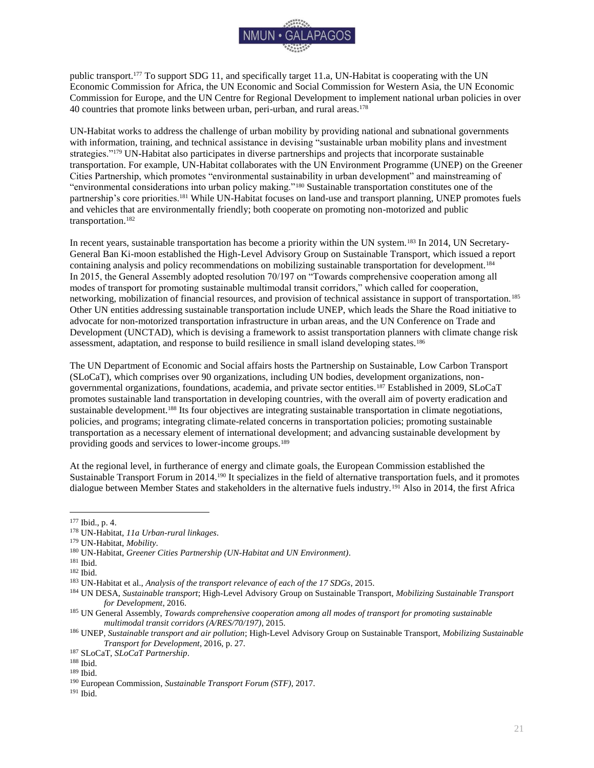public transport.[177] To support SDG 11, and specifically target 11.a, UN-Habitat is cooperating with the UN Economic Commission for Africa, the UN Economic and Social Commission for Western Asia, the UN Economic Commission for Europe, and the UN Centre for Regional Development to implement national urban policies in over 40 countries that promote links between urban, peri-urban, and rural areas.[178]

UN-Habitat works to address the challenge of urban mobility by providing national and subnational governments with information, training, and technical assistance in devising "sustainable urban mobility plans and investment strategies."[179] UN-Habitat also participates in diverse partnerships and projects that incorporate sustainable transportation. For example, UN-Habitat collaborates with the UN Environment Programme (UNEP) on the Greener Cities Partnership, which promotes "environmental sustainability in urban development" and mainstreaming of "environmental considerations into urban policy making."[180] Sustainable transportation constitutes one of the partnership's core priorities.[181] While UN-Habitat focuses on land-use and transport planning, UNEP promotes fuels and vehicles that are environmentally friendly; both cooperate on promoting non-motorized and public transportation.[182]

In recent years, sustainable transportation has become a priority within the UN system.[183] In 2014, UN Secretary-General Ban Ki-moon established the High-Level Advisory Group on Sustainable Transport, which issued a report containing analysis and policy recommendations on mobilizing sustainable transportation for development.[184] In 2015, the General Assembly adopted resolution 70/197 on "Towards comprehensive cooperation among all modes of transport for promoting sustainable multimodal transit corridors," which called for cooperation, networking, mobilization of financial resources, and provision of technical assistance in support of transportation.[185] Other UN entities addressing sustainable transportation include UNEP, which leads the Share the Road initiative to advocate for non-motorized transportation infrastructure in urban areas, and the UN Conference on Trade and Development (UNCTAD), which is devising a framework to assist transportation planners with climate change risk assessment, adaptation, and response to build resilience in small island developing states.[186]

The UN Department of Economic and Social affairs hosts the Partnership on Sustainable, Low Carbon Transport (SLoCaT), which comprises over 90 organizations, including UN bodies, development organizations, non-governmental organizations, foundations, academia, and private sector entities.[187] Established in 2009, SLoCaT promotes sustainable land transportation in developing countries, with the overall aim of poverty eradication and sustainable development.[188] Its four objectives are integrating sustainable transportation in climate negotiations, policies, and programs; integrating climate-related concerns in transportation policies; promoting sustainable transportation as a necessary element of international development; and advancing sustainable development by providing goods and services to lower-income groups.[189]

At the regional level, in furtherance of energy and climate goals, the European Commission established the Sustainable Transport Forum in 2014.[190] It specializes in the field of alternative transportation fuels, and it promotes dialogue between Member States and stakeholders in the alternative fuels industry.[191] Also in 2014, the first Africa

---

[177] Ibid., p. 4.
[178] UN-Habitat, *11a Urban-rural linkages*.
[179] UN-Habitat, *Mobility*.
[180] UN-Habitat, *Greener Cities Partnership (UN-Habitat and UN Environment)*.
[181] Ibid.
[182] Ibid.
[183] UN-Habitat et al., *Analysis of the transport relevance of each of the 17 SDGs*, 2015.
[184] UN DESA, *Sustainable transport*; High-Level Advisory Group on Sustainable Transport, *Mobilizing Sustainable Transport for Development*, 2016.
[185] UN General Assembly, *Towards comprehensive cooperation among all modes of transport for promoting sustainable multimodal transit corridors (A/RES/70/197)*, 2015.
[186] UNEP, *Sustainable transport and air pollution*; High-Level Advisory Group on Sustainable Transport, *Mobilizing Sustainable Transport for Development*, 2016, p. 27.
[187] SLoCaT, *SLoCaT Partnership*.
[188] Ibid.
[189] Ibid.
[190] European Commission, *Sustainable Transport Forum (STF)*, 2017.
[191] Ibid.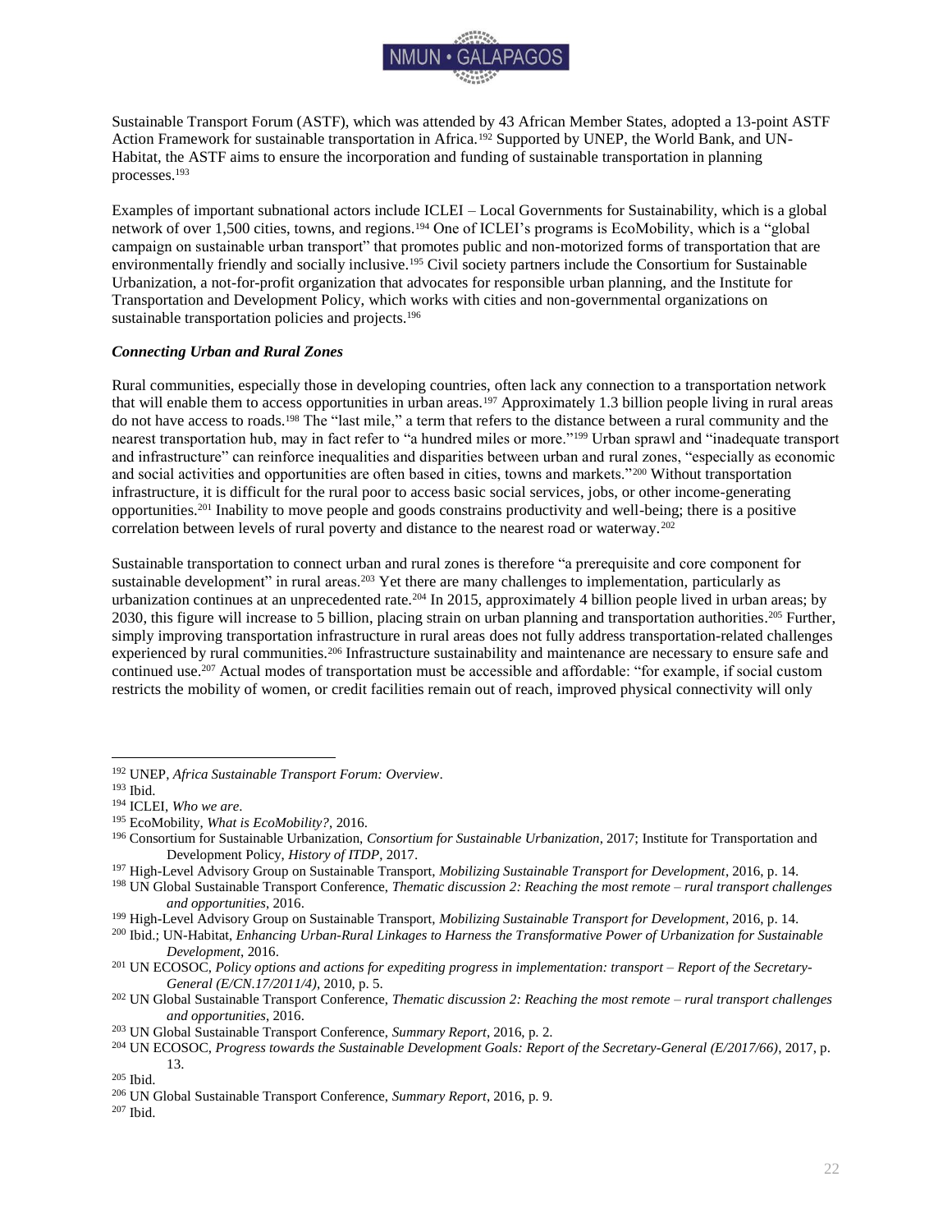Sustainable Transport Forum (ASTF), which was attended by 43 African Member States, adopted a 13-point ASTF Action Framework for sustainable transportation in Africa.[192] Supported by UNEP, the World Bank, and UN-Habitat, the ASTF aims to ensure the incorporation and funding of sustainable transportation in planning processes.[193]

Examples of important subnational actors include ICLEI – Local Governments for Sustainability, which is a global network of over 1,500 cities, towns, and regions.[194] One of ICLEI's programs is EcoMobility, which is a "global campaign on sustainable urban transport" that promotes public and non-motorized forms of transportation that are environmentally friendly and socially inclusive.[195] Civil society partners include the Consortium for Sustainable Urbanization, a not-for-profit organization that advocates for responsible urban planning, and the Institute for Transportation and Development Policy, which works with cities and non-governmental organizations on sustainable transportation policies and projects.[196]

### *Connecting Urban and Rural Zones*

Rural communities, especially those in developing countries, often lack any connection to a transportation network that will enable them to access opportunities in urban areas.[197] Approximately 1.3 billion people living in rural areas do not have access to roads.[198] The "last mile," a term that refers to the distance between a rural community and the nearest transportation hub, may in fact refer to "a hundred miles or more."[199] Urban sprawl and "inadequate transport and infrastructure" can reinforce inequalities and disparities between urban and rural zones, "especially as economic and social activities and opportunities are often based in cities, towns and markets."[200] Without transportation infrastructure, it is difficult for the rural poor to access basic social services, jobs, or other income-generating opportunities.[201] Inability to move people and goods constrains productivity and well-being; there is a positive correlation between levels of rural poverty and distance to the nearest road or waterway.[202]

Sustainable transportation to connect urban and rural zones is therefore "a prerequisite and core component for sustainable development" in rural areas.[203] Yet there are many challenges to implementation, particularly as urbanization continues at an unprecedented rate.[204] In 2015, approximately 4 billion people lived in urban areas; by 2030, this figure will increase to 5 billion, placing strain on urban planning and transportation authorities.[205] Further, simply improving transportation infrastructure in rural areas does not fully address transportation-related challenges experienced by rural communities.[206] Infrastructure sustainability and maintenance are necessary to ensure safe and continued use.[207] Actual modes of transportation must be accessible and affordable: "for example, if social custom restricts the mobility of women, or credit facilities remain out of reach, improved physical connectivity will only

---

[192] UNEP, *Africa Sustainable Transport Forum: Overview*.

[193] Ibid.

[194] ICLEI, *Who we are*.

[195] EcoMobility, *What is EcoMobility?*, 2016.

[196] Consortium for Sustainable Urbanization, *Consortium for Sustainable Urbanization*, 2017; Institute for Transportation and Development Policy, *History of ITDP*, 2017.

[197] High-Level Advisory Group on Sustainable Transport, *Mobilizing Sustainable Transport for Development*, 2016, p. 14.

[198] UN Global Sustainable Transport Conference, *Thematic discussion 2: Reaching the most remote – rural transport challenges and opportunities*, 2016.

[199] High-Level Advisory Group on Sustainable Transport, *Mobilizing Sustainable Transport for Development*, 2016, p. 14.

[200] Ibid.; UN-Habitat, *Enhancing Urban-Rural Linkages to Harness the Transformative Power of Urbanization for Sustainable Development*, 2016.

[201] UN ECOSOC, *Policy options and actions for expediting progress in implementation: transport – Report of the Secretary-General (E/CN.17/2011/4)*, 2010, p. 5.

[202] UN Global Sustainable Transport Conference, *Thematic discussion 2: Reaching the most remote – rural transport challenges and opportunities*, 2016.

[203] UN Global Sustainable Transport Conference, *Summary Report*, 2016, p. 2.

[204] UN ECOSOC, *Progress towards the Sustainable Development Goals: Report of the Secretary-General (E/2017/66)*, 2017, p. 13.

[205] Ibid.

[206] UN Global Sustainable Transport Conference, *Summary Report*, 2016, p. 9.

[207] Ibid.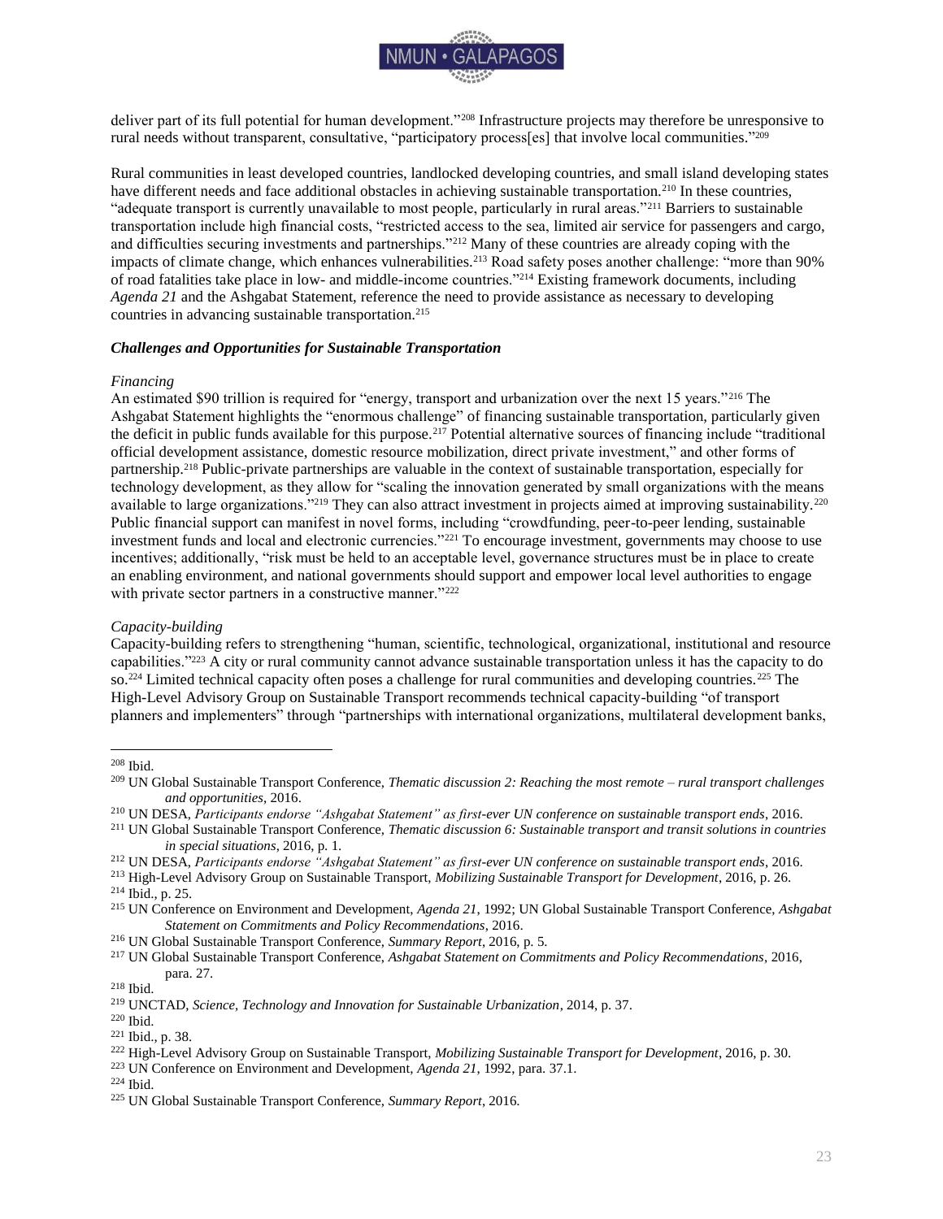deliver part of its full potential for human development."[208] Infrastructure projects may therefore be unresponsive to rural needs without transparent, consultative, "participatory process[es] that involve local communities."[209]

Rural communities in least developed countries, landlocked developing countries, and small island developing states have different needs and face additional obstacles in achieving sustainable transportation.[210] In these countries, "adequate transport is currently unavailable to most people, particularly in rural areas."[211] Barriers to sustainable transportation include high financial costs, "restricted access to the sea, limited air service for passengers and cargo, and difficulties securing investments and partnerships."[212] Many of these countries are already coping with the impacts of climate change, which enhances vulnerabilities.[213] Road safety poses another challenge: "more than 90% of road fatalities take place in low- and middle-income countries."[214] Existing framework documents, including *Agenda 21* and the Ashgabat Statement, reference the need to provide assistance as necessary to developing countries in advancing sustainable transportation.[215]

### *Challenges and Opportunities for Sustainable Transportation*

#### *Financing*

An estimated $90 trillion is required for "energy, transport and urbanization over the next 15 years."[216] The Ashgabat Statement highlights the "enormous challenge" of financing sustainable transportation, particularly given the deficit in public funds available for this purpose.[217] Potential alternative sources of financing include "traditional official development assistance, domestic resource mobilization, direct private investment," and other forms of partnership.[218] Public-private partnerships are valuable in the context of sustainable transportation, especially for technology development, as they allow for "scaling the innovation generated by small organizations with the means available to large organizations."[219] They can also attract investment in projects aimed at improving sustainability.[220] Public financial support can manifest in novel forms, including "crowdfunding, peer-to-peer lending, sustainable investment funds and local and electronic currencies."[221] To encourage investment, governments may choose to use incentives; additionally, "risk must be held to an acceptable level, governance structures must be in place to create an enabling environment, and national governments should support and empower local level authorities to engage with private sector partners in a constructive manner."[222]

#### *Capacity-building*

Capacity-building refers to strengthening "human, scientific, technological, organizational, institutional and resource capabilities."[223] A city or rural community cannot advance sustainable transportation unless it has the capacity to do so.[224] Limited technical capacity often poses a challenge for rural communities and developing countries.[225] The High-Level Advisory Group on Sustainable Transport recommends technical capacity-building "of transport planners and implementers" through "partnerships with international organizations, multilateral development banks,

---

[208] Ibid.

[209] UN Global Sustainable Transport Conference, *Thematic discussion 2: Reaching the most remote – rural transport challenges and opportunities*, 2016.

[210] UN DESA, *Participants endorse "Ashgabat Statement" as first-ever UN conference on sustainable transport ends*, 2016.

[211] UN Global Sustainable Transport Conference, *Thematic discussion 6: Sustainable transport and transit solutions in countries in special situations*, 2016, p. 1.

[212] UN DESA, *Participants endorse "Ashgabat Statement" as first-ever UN conference on sustainable transport ends*, 2016.

[213] High-Level Advisory Group on Sustainable Transport, *Mobilizing Sustainable Transport for Development*, 2016, p. 26.

[214] Ibid., p. 25.

[215] UN Conference on Environment and Development, *Agenda 21*, 1992; UN Global Sustainable Transport Conference, *Ashgabat Statement on Commitments and Policy Recommendations*, 2016.

[216] UN Global Sustainable Transport Conference, *Summary Report*, 2016, p. 5.

[217] UN Global Sustainable Transport Conference, *Ashgabat Statement on Commitments and Policy Recommendations*, 2016, para. 27.

[218] Ibid.

[219] UNCTAD, *Science, Technology and Innovation for Sustainable Urbanization*, 2014, p. 37.

[220] Ibid.

[221] Ibid., p. 38.

[222] High-Level Advisory Group on Sustainable Transport, *Mobilizing Sustainable Transport for Development*, 2016, p. 30.

[223] UN Conference on Environment and Development, *Agenda 21*, 1992, para. 37.1.

[224] Ibid.

[225] UN Global Sustainable Transport Conference, *Summary Report*, 2016.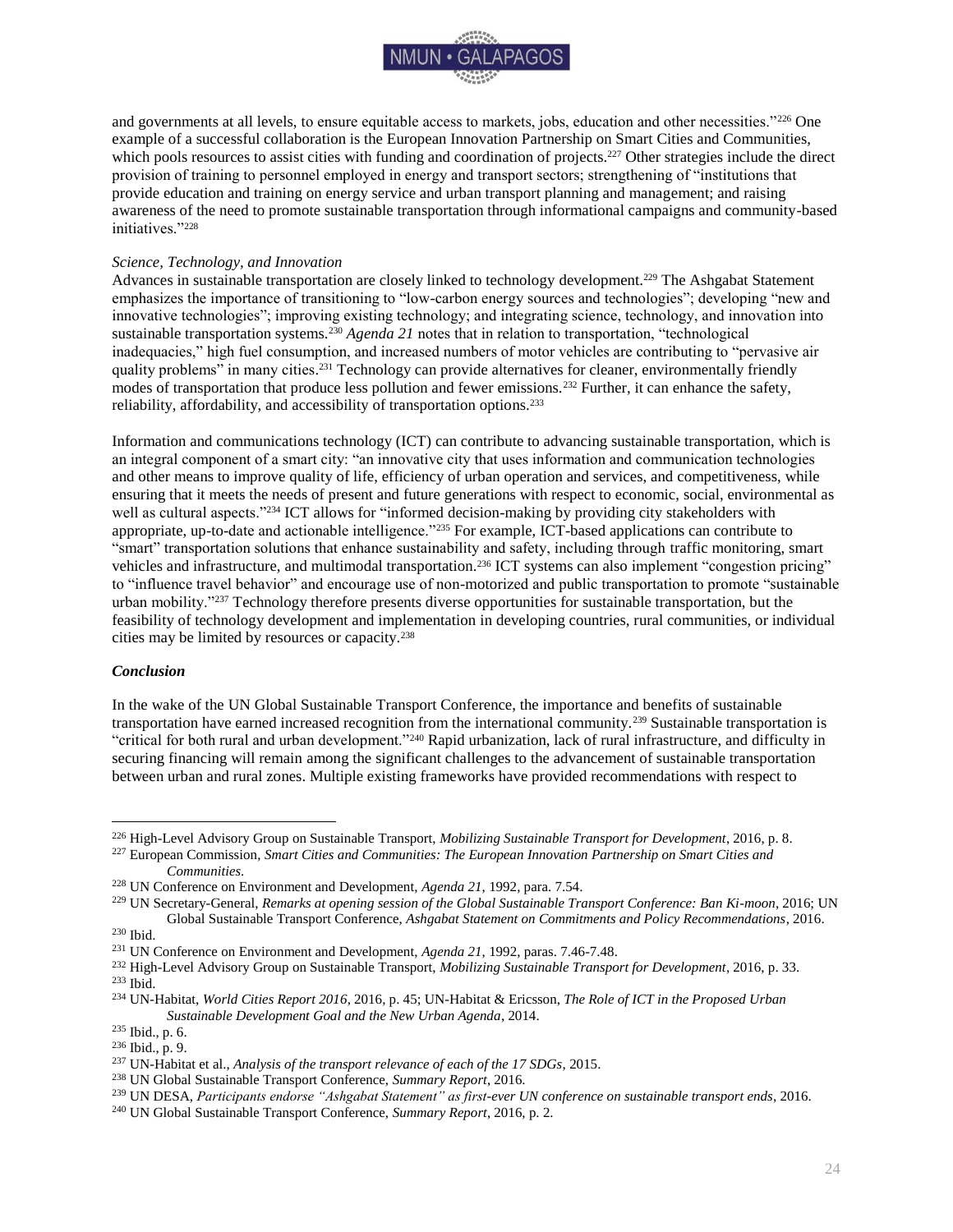and governments at all levels, to ensure equitable access to markets, jobs, education and other necessities."[226] One example of a successful collaboration is the European Innovation Partnership on Smart Cities and Communities, which pools resources to assist cities with funding and coordination of projects.[227] Other strategies include the direct provision of training to personnel employed in energy and transport sectors; strengthening of "institutions that provide education and training on energy service and urban transport planning and management; and raising awareness of the need to promote sustainable transportation through informational campaigns and community-based initiatives."[228]

*Science, Technology, and Innovation*

Advances in sustainable transportation are closely linked to technology development.[229] The Ashgabat Statement emphasizes the importance of transitioning to "low-carbon energy sources and technologies"; developing "new and innovative technologies"; improving existing technology; and integrating science, technology, and innovation into sustainable transportation systems.[230] *Agenda 21* notes that in relation to transportation, "technological inadequacies," high fuel consumption, and increased numbers of motor vehicles are contributing to "pervasive air quality problems" in many cities.[231] Technology can provide alternatives for cleaner, environmentally friendly modes of transportation that produce less pollution and fewer emissions.[232] Further, it can enhance the safety, reliability, affordability, and accessibility of transportation options.[233]

Information and communications technology (ICT) can contribute to advancing sustainable transportation, which is an integral component of a smart city: "an innovative city that uses information and communication technologies and other means to improve quality of life, efficiency of urban operation and services, and competitiveness, while ensuring that it meets the needs of present and future generations with respect to economic, social, environmental as well as cultural aspects."[234] ICT allows for "informed decision-making by providing city stakeholders with appropriate, up-to-date and actionable intelligence."[235] For example, ICT-based applications can contribute to "smart" transportation solutions that enhance sustainability and safety, including through traffic monitoring, smart vehicles and infrastructure, and multimodal transportation.[236] ICT systems can also implement "congestion pricing" to "influence travel behavior" and encourage use of non-motorized and public transportation to promote "sustainable urban mobility."[237] Technology therefore presents diverse opportunities for sustainable transportation, but the feasibility of technology development and implementation in developing countries, rural communities, or individual cities may be limited by resources or capacity.[238]

### *Conclusion*

In the wake of the UN Global Sustainable Transport Conference, the importance and benefits of sustainable transportation have earned increased recognition from the international community.[239] Sustainable transportation is "critical for both rural and urban development."[240] Rapid urbanization, lack of rural infrastructure, and difficulty in securing financing will remain among the significant challenges to the advancement of sustainable transportation between urban and rural zones. Multiple existing frameworks have provided recommendations with respect to

---

[226] High-Level Advisory Group on Sustainable Transport, *Mobilizing Sustainable Transport for Development*, 2016, p. 8.

[227] European Commission, *Smart Cities and Communities: The European Innovation Partnership on Smart Cities and Communities*.

[228] UN Conference on Environment and Development, *Agenda 21*, 1992, para. 7.54.

[229] UN Secretary-General, *Remarks at opening session of the Global Sustainable Transport Conference: Ban Ki-moon*, 2016; UN Global Sustainable Transport Conference, *Ashgabat Statement on Commitments and Policy Recommendations*, 2016.

[230] Ibid.

[231] UN Conference on Environment and Development, *Agenda 21*, 1992, paras. 7.46-7.48.

[232] High-Level Advisory Group on Sustainable Transport, *Mobilizing Sustainable Transport for Development*, 2016, p. 33.

[233] Ibid.

[234] UN-Habitat, *World Cities Report 2016*, 2016, p. 45; UN-Habitat & Ericsson, *The Role of ICT in the Proposed Urban Sustainable Development Goal and the New Urban Agenda*, 2014.

[235] Ibid., p. 6.

[236] Ibid., p. 9.

[237] UN-Habitat et al., *Analysis of the transport relevance of each of the 17 SDGs*, 2015.

[238] UN Global Sustainable Transport Conference, *Summary Report*, 2016.

[239] UN DESA, *Participants endorse "Ashgabat Statement" as first-ever UN conference on sustainable transport ends*, 2016.

[240] UN Global Sustainable Transport Conference, *Summary Report*, 2016, p. 2.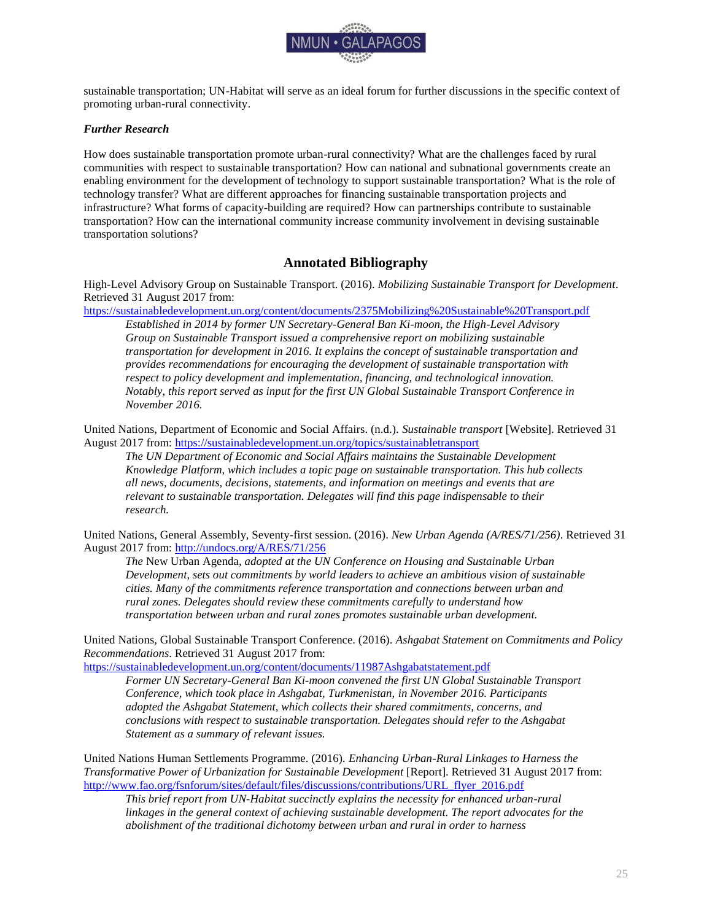sustainable transportation; UN-Habitat will serve as an ideal forum for further discussions in the specific context of promoting urban-rural connectivity.

***Further Research***

How does sustainable transportation promote urban-rural connectivity? What are the challenges faced by rural communities with respect to sustainable transportation? How can national and subnational governments create an enabling environment for the development of technology to support sustainable transportation? What is the role of technology transfer? What are different approaches for financing sustainable transportation projects and infrastructure? What forms of capacity-building are required? How can partnerships contribute to sustainable transportation? How can the international community increase community involvement in devising sustainable transportation solutions?

## Annotated Bibliography

High-Level Advisory Group on Sustainable Transport. (2016). *Mobilizing Sustainable Transport for Development*. Retrieved 31 August 2017 from: https://sustainabledevelopment.un.org/content/documents/2375Mobilizing%20Sustainable%20Transport.pdf

> *Established in 2014 by former UN Secretary-General Ban Ki-moon, the High-Level Advisory Group on Sustainable Transport issued a comprehensive report on mobilizing sustainable transportation for development in 2016. It explains the concept of sustainable transportation and provides recommendations for encouraging the development of sustainable transportation with respect to policy development and implementation, financing, and technological innovation. Notably, this report served as input for the first UN Global Sustainable Transport Conference in November 2016.*

United Nations, Department of Economic and Social Affairs. (n.d.). *Sustainable transport* [Website]. Retrieved 31 August 2017 from: https://sustainabledevelopment.un.org/topics/sustainabletransport

> *The UN Department of Economic and Social Affairs maintains the Sustainable Development Knowledge Platform, which includes a topic page on sustainable transportation. This hub collects all news, documents, decisions, statements, and information on meetings and events that are relevant to sustainable transportation. Delegates will find this page indispensable to their research.*

United Nations, General Assembly, Seventy-first session. (2016). *New Urban Agenda (A/RES/71/256)*. Retrieved 31 August 2017 from: http://undocs.org/A/RES/71/256

> *The* New Urban Agenda, *adopted at the UN Conference on Housing and Sustainable Urban Development, sets out commitments by world leaders to achieve an ambitious vision of sustainable cities. Many of the commitments reference transportation and connections between urban and rural zones. Delegates should review these commitments carefully to understand how transportation between urban and rural zones promotes sustainable urban development.*

United Nations, Global Sustainable Transport Conference. (2016). *Ashgabat Statement on Commitments and Policy Recommendations*. Retrieved 31 August 2017 from: https://sustainabledevelopment.un.org/content/documents/11987Ashgabatstatement.pdf

> *Former UN Secretary-General Ban Ki-moon convened the first UN Global Sustainable Transport Conference, which took place in Ashgabat, Turkmenistan, in November 2016. Participants adopted the Ashgabat Statement, which collects their shared commitments, concerns, and conclusions with respect to sustainable transportation. Delegates should refer to the Ashgabat Statement as a summary of relevant issues.*

United Nations Human Settlements Programme. (2016). *Enhancing Urban-Rural Linkages to Harness the Transformative Power of Urbanization for Sustainable Development* [Report]. Retrieved 31 August 2017 from: http://www.fao.org/fsnforum/sites/default/files/discussions/contributions/URL_flyer_2016.pdf

> *This brief report from UN-Habitat succinctly explains the necessity for enhanced urban-rural linkages in the general context of achieving sustainable development. The report advocates for the abolishment of the traditional dichotomy between urban and rural in order to harness*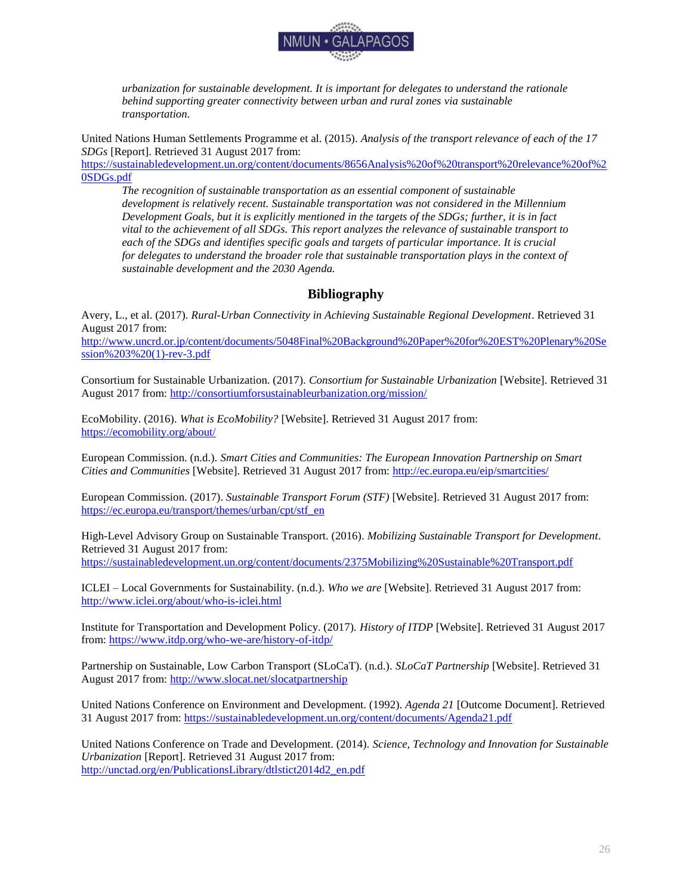*urbanization for sustainable development. It is important for delegates to understand the rationale behind supporting greater connectivity between urban and rural zones via sustainable transportation.*

United Nations Human Settlements Programme et al. (2015). *Analysis of the transport relevance of each of the 17 SDGs* [Report]. Retrieved 31 August 2017 from: https://sustainabledevelopment.un.org/content/documents/8656Analysis%20of%20transport%20relevance%20of%20SDGs.pdf

> *The recognition of sustainable transportation as an essential component of sustainable development is relatively recent. Sustainable transportation was not considered in the Millennium Development Goals, but it is explicitly mentioned in the targets of the SDGs; further, it is in fact vital to the achievement of all SDGs. This report analyzes the relevance of sustainable transport to each of the SDGs and identifies specific goals and targets of particular importance. It is crucial for delegates to understand the broader role that sustainable transportation plays in the context of sustainable development and the 2030 Agenda.*

## Bibliography

Avery, L., et al. (2017). *Rural-Urban Connectivity in Achieving Sustainable Regional Development*. Retrieved 31 August 2017 from: http://www.uncrd.or.jp/content/documents/5048Final%20Background%20Paper%20for%20EST%20Plenary%20Session%203%20(1)-rev-3.pdf

Consortium for Sustainable Urbanization. (2017). *Consortium for Sustainable Urbanization* [Website]. Retrieved 31 August 2017 from: http://consortiumforsustainableurbanization.org/mission/

EcoMobility. (2016). *What is EcoMobility?* [Website]. Retrieved 31 August 2017 from: https://ecomobility.org/about/

European Commission. (n.d.). *Smart Cities and Communities: The European Innovation Partnership on Smart Cities and Communities* [Website]. Retrieved 31 August 2017 from: http://ec.europa.eu/eip/smartcities/

European Commission. (2017). *Sustainable Transport Forum (STF)* [Website]. Retrieved 31 August 2017 from: https://ec.europa.eu/transport/themes/urban/cpt/stf_en

High-Level Advisory Group on Sustainable Transport. (2016). *Mobilizing Sustainable Transport for Development*. Retrieved 31 August 2017 from: https://sustainabledevelopment.un.org/content/documents/2375Mobilizing%20Sustainable%20Transport.pdf

ICLEI – Local Governments for Sustainability. (n.d.). *Who we are* [Website]. Retrieved 31 August 2017 from: http://www.iclei.org/about/who-is-iclei.html

Institute for Transportation and Development Policy. (2017). *History of ITDP* [Website]. Retrieved 31 August 2017 from: https://www.itdp.org/who-we-are/history-of-itdp/

Partnership on Sustainable, Low Carbon Transport (SLoCaT). (n.d.). *SLoCaT Partnership* [Website]. Retrieved 31 August 2017 from: http://www.slocat.net/slocatpartnership

United Nations Conference on Environment and Development. (1992). *Agenda 21* [Outcome Document]. Retrieved 31 August 2017 from: https://sustainabledevelopment.un.org/content/documents/Agenda21.pdf

United Nations Conference on Trade and Development. (2014). *Science, Technology and Innovation for Sustainable Urbanization* [Report]. Retrieved 31 August 2017 from: http://unctad.org/en/PublicationsLibrary/dtlstict2014d2_en.pdf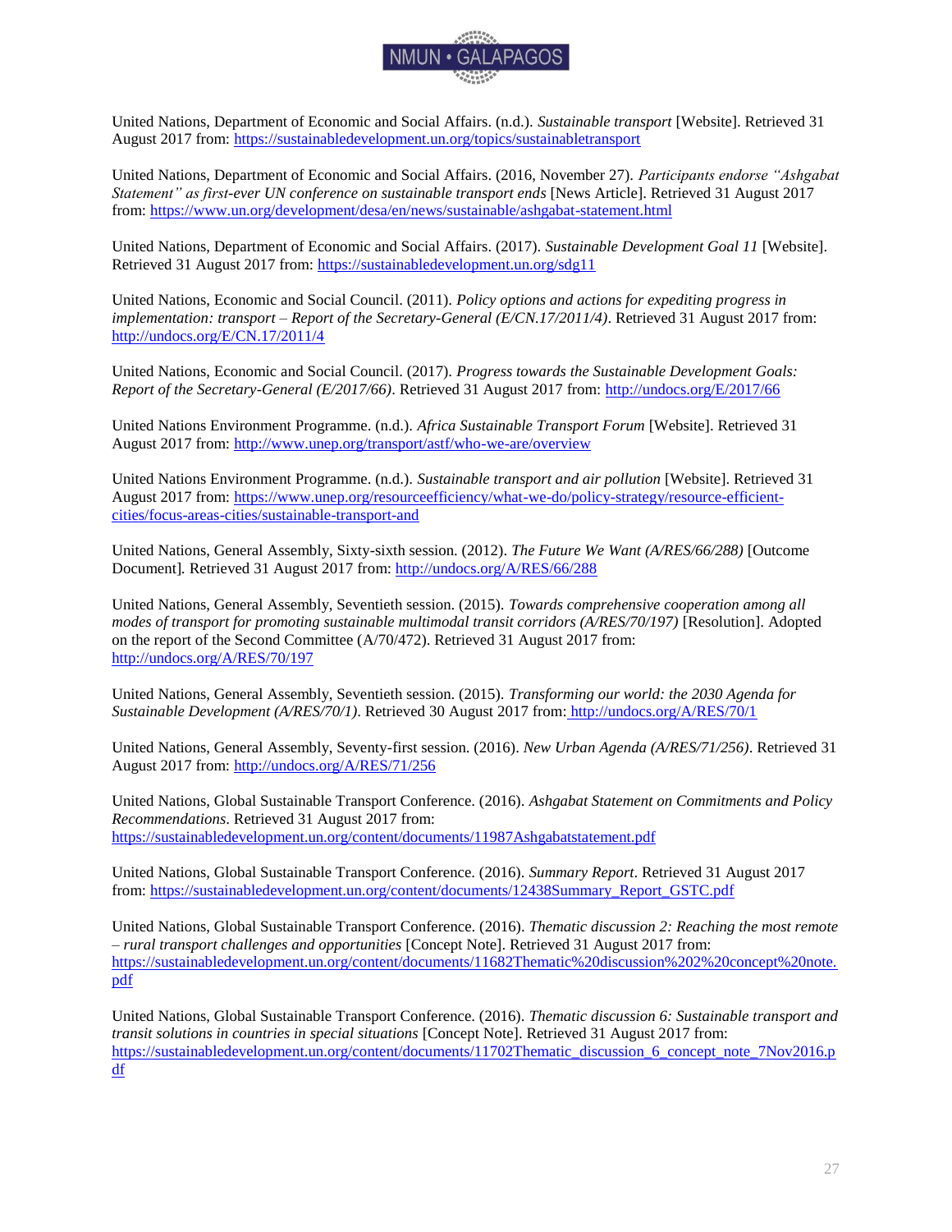United Nations, Department of Economic and Social Affairs. (n.d.). *Sustainable transport* [Website]. Retrieved 31 August 2017 from: https://sustainabledevelopment.un.org/topics/sustainabletransport

United Nations, Department of Economic and Social Affairs. (2016, November 27). *Participants endorse "Ashgabat Statement" as first-ever UN conference on sustainable transport ends* [News Article]. Retrieved 31 August 2017 from: https://www.un.org/development/desa/en/news/sustainable/ashgabat-statement.html

United Nations, Department of Economic and Social Affairs. (2017). *Sustainable Development Goal 11* [Website]. Retrieved 31 August 2017 from: https://sustainabledevelopment.un.org/sdg11

United Nations, Economic and Social Council. (2011). *Policy options and actions for expediting progress in implementation: transport – Report of the Secretary-General (E/CN.17/2011/4)*. Retrieved 31 August 2017 from: http://undocs.org/E/CN.17/2011/4

United Nations, Economic and Social Council. (2017). *Progress towards the Sustainable Development Goals: Report of the Secretary-General (E/2017/66)*. Retrieved 31 August 2017 from: http://undocs.org/E/2017/66

United Nations Environment Programme. (n.d.). *Africa Sustainable Transport Forum* [Website]. Retrieved 31 August 2017 from: http://www.unep.org/transport/astf/who-we-are/overview

United Nations Environment Programme. (n.d.). *Sustainable transport and air pollution* [Website]. Retrieved 31 August 2017 from: https://www.unep.org/resourceefficiency/what-we-do/policy-strategy/resource-efficient-cities/focus-areas-cities/sustainable-transport-and

United Nations, General Assembly, Sixty-sixth session. (2012). *The Future We Want (A/RES/66/288)* [Outcome Document]. Retrieved 31 August 2017 from: http://undocs.org/A/RES/66/288

United Nations, General Assembly, Seventieth session. (2015). *Towards comprehensive cooperation among all modes of transport for promoting sustainable multimodal transit corridors (A/RES/70/197)* [Resolution]. Adopted on the report of the Second Committee (A/70/472). Retrieved 31 August 2017 from: http://undocs.org/A/RES/70/197

United Nations, General Assembly, Seventieth session. (2015). *Transforming our world: the 2030 Agenda for Sustainable Development (A/RES/70/1)*. Retrieved 30 August 2017 from: http://undocs.org/A/RES/70/1

United Nations, General Assembly, Seventy-first session. (2016). *New Urban Agenda (A/RES/71/256)*. Retrieved 31 August 2017 from: http://undocs.org/A/RES/71/256

United Nations, Global Sustainable Transport Conference. (2016). *Ashgabat Statement on Commitments and Policy Recommendations*. Retrieved 31 August 2017 from: https://sustainabledevelopment.un.org/content/documents/11987Ashgabatstatement.pdf

United Nations, Global Sustainable Transport Conference. (2016). *Summary Report*. Retrieved 31 August 2017 from: https://sustainabledevelopment.un.org/content/documents/12438Summary_Report_GSTC.pdf

United Nations, Global Sustainable Transport Conference. (2016). *Thematic discussion 2: Reaching the most remote – rural transport challenges and opportunities* [Concept Note]. Retrieved 31 August 2017 from: https://sustainabledevelopment.un.org/content/documents/11682Thematic%20discussion%202%20concept%20note.pdf

United Nations, Global Sustainable Transport Conference. (2016). *Thematic discussion 6: Sustainable transport and transit solutions in countries in special situations* [Concept Note]. Retrieved 31 August 2017 from: https://sustainabledevelopment.un.org/content/documents/11702Thematic_discussion_6_concept_note_7Nov2016.pdf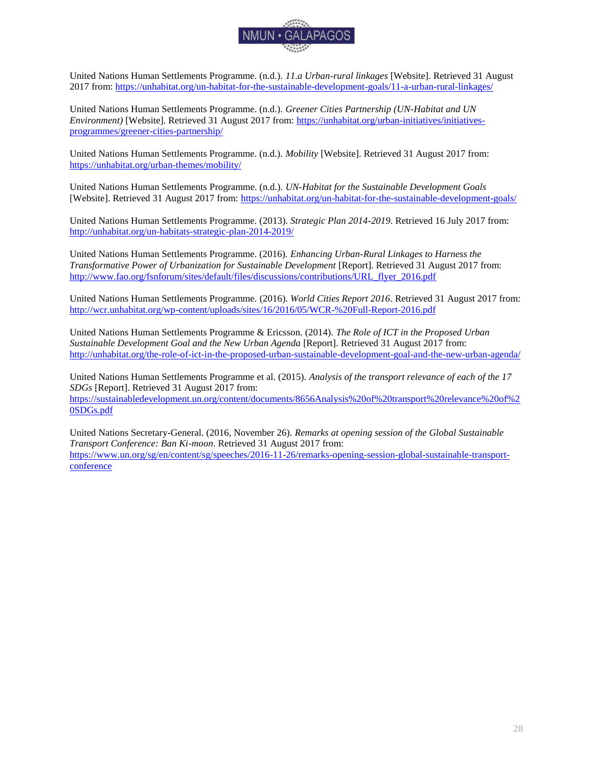United Nations Human Settlements Programme. (n.d.). *11.a Urban-rural linkages* [Website]. Retrieved 31 August 2017 from: https://unhabitat.org/un-habitat-for-the-sustainable-development-goals/11-a-urban-rural-linkages/

United Nations Human Settlements Programme. (n.d.). *Greener Cities Partnership (UN-Habitat and UN Environment)* [Website]. Retrieved 31 August 2017 from: https://unhabitat.org/urban-initiatives/initiatives-programmes/greener-cities-partnership/

United Nations Human Settlements Programme. (n.d.). *Mobility* [Website]. Retrieved 31 August 2017 from: https://unhabitat.org/urban-themes/mobility/

United Nations Human Settlements Programme. (n.d.). *UN-Habitat for the Sustainable Development Goals* [Website]. Retrieved 31 August 2017 from: https://unhabitat.org/un-habitat-for-the-sustainable-development-goals/

United Nations Human Settlements Programme. (2013). *Strategic Plan 2014-2019*. Retrieved 16 July 2017 from: http://unhabitat.org/un-habitats-strategic-plan-2014-2019/

United Nations Human Settlements Programme. (2016). *Enhancing Urban-Rural Linkages to Harness the Transformative Power of Urbanization for Sustainable Development* [Report]. Retrieved 31 August 2017 from: http://www.fao.org/fsnforum/sites/default/files/discussions/contributions/URL_flyer_2016.pdf

United Nations Human Settlements Programme. (2016). *World Cities Report 2016*. Retrieved 31 August 2017 from: http://wcr.unhabitat.org/wp-content/uploads/sites/16/2016/05/WCR-%20Full-Report-2016.pdf

United Nations Human Settlements Programme & Ericsson. (2014). *The Role of ICT in the Proposed Urban Sustainable Development Goal and the New Urban Agenda* [Report]. Retrieved 31 August 2017 from: http://unhabitat.org/the-role-of-ict-in-the-proposed-urban-sustainable-development-goal-and-the-new-urban-agenda/

United Nations Human Settlements Programme et al. (2015). *Analysis of the transport relevance of each of the 17 SDGs* [Report]. Retrieved 31 August 2017 from: https://sustainabledevelopment.un.org/content/documents/8656Analysis%20of%20transport%20relevance%20of%20SDGs.pdf

United Nations Secretary-General. (2016, November 26). *Remarks at opening session of the Global Sustainable Transport Conference: Ban Ki-moon*. Retrieved 31 August 2017 from: https://www.un.org/sg/en/content/sg/speeches/2016-11-26/remarks-opening-session-global-sustainable-transport-conference